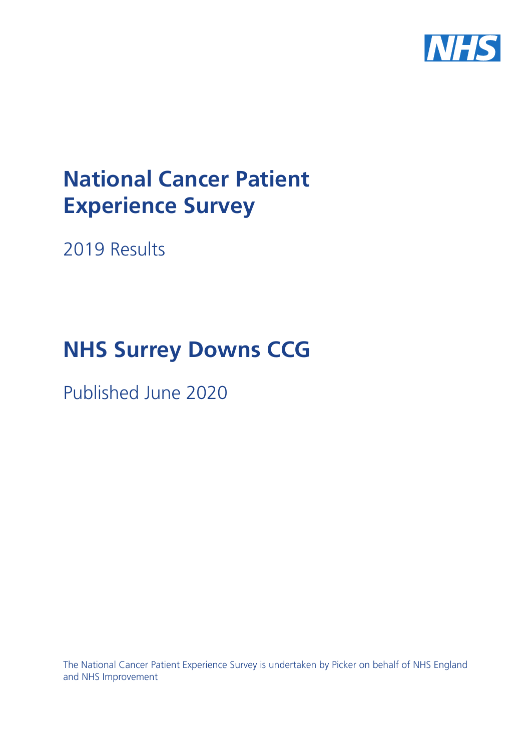# National Cancer Patient Experience Survey

2019 Results

# NHS Surrey Downs CCG

Published June 2020

The National Cancer Patient Experience Survey is undertaken by Picker on behalf of NHS England and NHS Improvement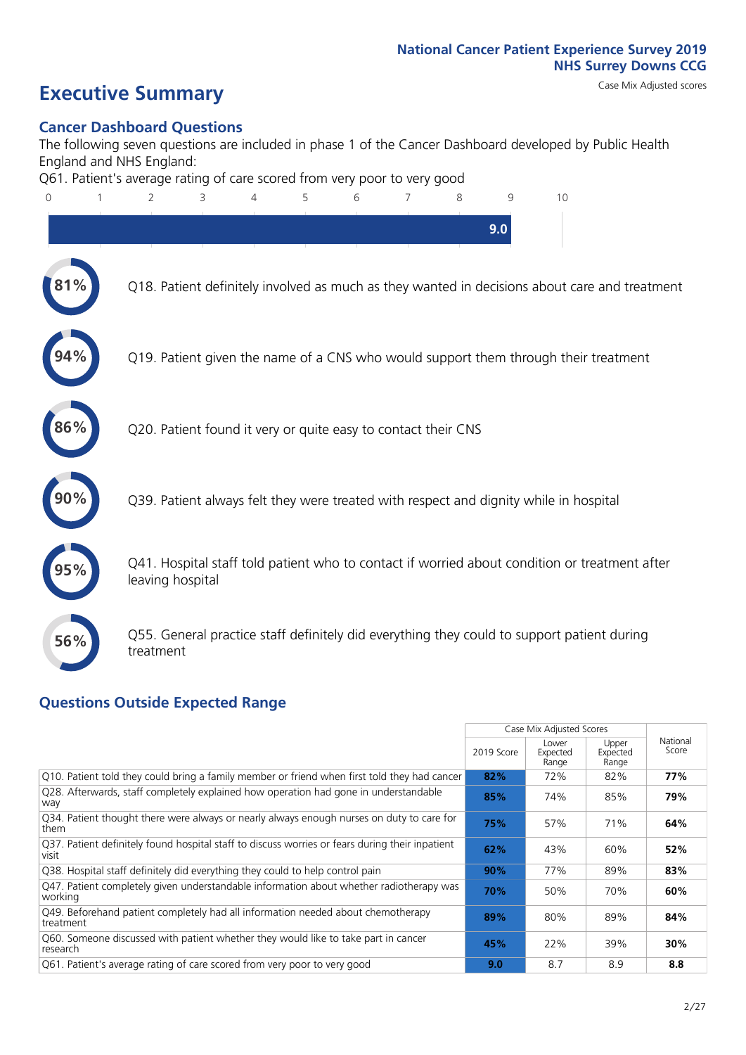National Cancer Patient Experience Survey 2019
NHS Surrey Downs CCG

# Executive Summary

Case Mix Adjusted scores

## Cancer Dashboard Questions

The following seven questions are included in phase 1 of the Cancer Dashboard developed by Public Health England and NHS England:

Q61. Patient's average rating of care scored from very poor to very good

9.0

- **81%** Q18. Patient definitely involved as much as they wanted in decisions about care and treatment
- **94%** Q19. Patient given the name of a CNS who would support them through their treatment
- **86%** Q20. Patient found it very or quite easy to contact their CNS
- **90%** Q39. Patient always felt they were treated with respect and dignity while in hospital
- **95%** Q41. Hospital staff told patient who to contact if worried about condition or treatment after leaving hospital
- **56%** Q55. General practice staff definitely did everything they could to support patient during treatment

## Questions Outside Expected Range

| | Case Mix Adjusted Scores | | | |
|---|---|---|---|---|
| | 2019 Score | Lower Expected Range | Upper Expected Range | National Score |
| Q10. Patient told they could bring a family member or friend when first told they had cancer | **82%** | 72% | 82% | **77%** |
| Q28. Afterwards, staff completely explained how operation had gone in understandable way | **85%** | 74% | 85% | **79%** |
| Q34. Patient thought there were always or nearly always enough nurses on duty to care for them | **75%** | 57% | 71% | **64%** |
| Q37. Patient definitely found hospital staff to discuss worries or fears during their inpatient visit | **62%** | 43% | 60% | **52%** |
| Q38. Hospital staff definitely did everything they could to help control pain | **90%** | 77% | 89% | **83%** |
| Q47. Patient completely given understandable information about whether radiotherapy was working | **70%** | 50% | 70% | **60%** |
| Q49. Beforehand patient completely had all information needed about chemotherapy treatment | **89%** | 80% | 89% | **84%** |
| Q60. Someone discussed with patient whether they would like to take part in cancer research | **45%** | 22% | 39% | **30%** |
| Q61. Patient's average rating of care scored from very poor to very good | **9.0** | 8.7 | 8.9 | **8.8** |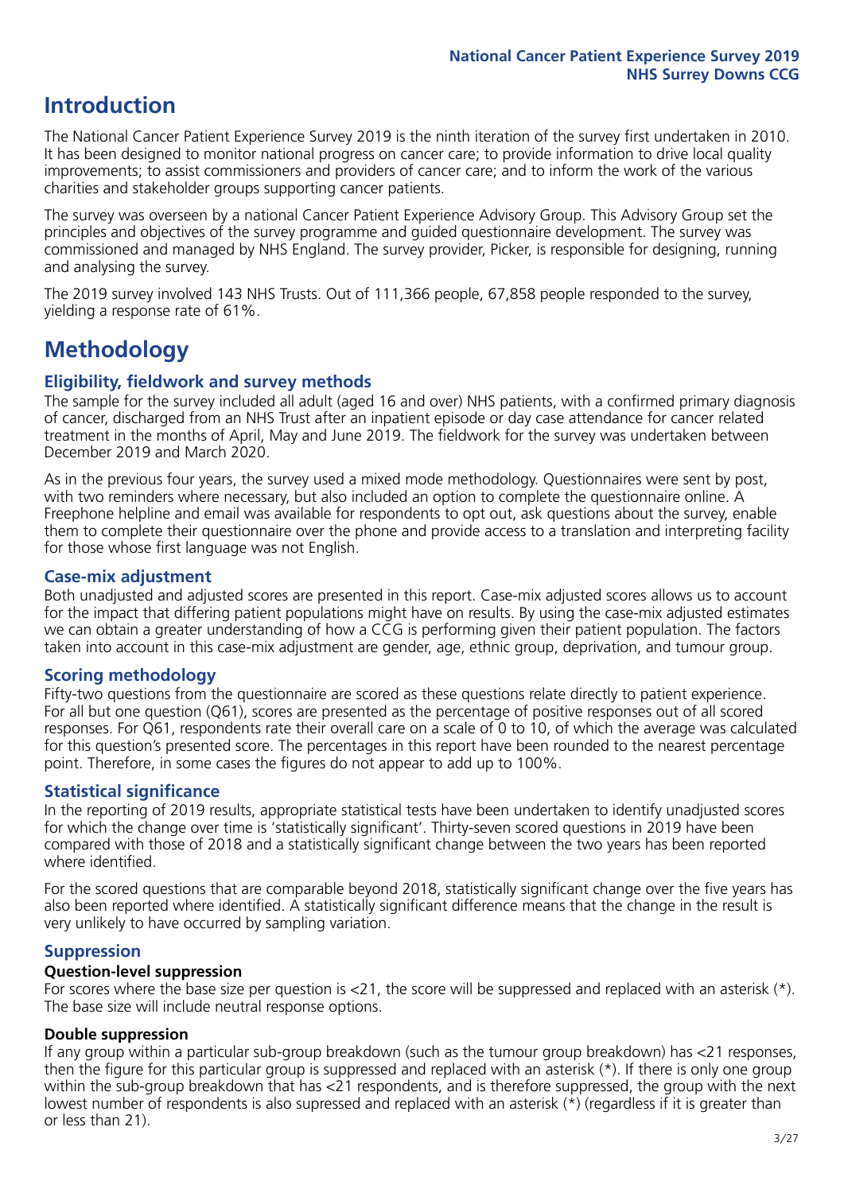# Introduction

The National Cancer Patient Experience Survey 2019 is the ninth iteration of the survey first undertaken in 2010. It has been designed to monitor national progress on cancer care; to provide information to drive local quality improvements; to assist commissioners and providers of cancer care; and to inform the work of the various charities and stakeholder groups supporting cancer patients.

The survey was overseen by a national Cancer Patient Experience Advisory Group. This Advisory Group set the principles and objectives of the survey programme and guided questionnaire development. The survey was commissioned and managed by NHS England. The survey provider, Picker, is responsible for designing, running and analysing the survey.

The 2019 survey involved 143 NHS Trusts. Out of 111,366 people, 67,858 people responded to the survey, yielding a response rate of 61%.

# Methodology

## Eligibility, fieldwork and survey methods

The sample for the survey included all adult (aged 16 and over) NHS patients, with a confirmed primary diagnosis of cancer, discharged from an NHS Trust after an inpatient episode or day case attendance for cancer related treatment in the months of April, May and June 2019. The fieldwork for the survey was undertaken between December 2019 and March 2020.

As in the previous four years, the survey used a mixed mode methodology. Questionnaires were sent by post, with two reminders where necessary, but also included an option to complete the questionnaire online. A Freephone helpline and email was available for respondents to opt out, ask questions about the survey, enable them to complete their questionnaire over the phone and provide access to a translation and interpreting facility for those whose first language was not English.

## Case-mix adjustment

Both unadjusted and adjusted scores are presented in this report. Case-mix adjusted scores allows us to account for the impact that differing patient populations might have on results. By using the case-mix adjusted estimates we can obtain a greater understanding of how a CCG is performing given their patient population. The factors taken into account in this case-mix adjustment are gender, age, ethnic group, deprivation, and tumour group.

## Scoring methodology

Fifty-two questions from the questionnaire are scored as these questions relate directly to patient experience. For all but one question (Q61), scores are presented as the percentage of positive responses out of all scored responses. For Q61, respondents rate their overall care on a scale of 0 to 10, of which the average was calculated for this question's presented score. The percentages in this report have been rounded to the nearest percentage point. Therefore, in some cases the figures do not appear to add up to 100%.

## Statistical significance

In the reporting of 2019 results, appropriate statistical tests have been undertaken to identify unadjusted scores for which the change over time is 'statistically significant'. Thirty-seven scored questions in 2019 have been compared with those of 2018 and a statistically significant change between the two years has been reported where identified.

For the scored questions that are comparable beyond 2018, statistically significant change over the five years has also been reported where identified. A statistically significant difference means that the change in the result is very unlikely to have occurred by sampling variation.

## Suppression

### Question-level suppression

For scores where the base size per question is <21, the score will be suppressed and replaced with an asterisk (*). The base size will include neutral response options.

### Double suppression

If any group within a particular sub-group breakdown (such as the tumour group breakdown) has <21 responses, then the figure for this particular group is suppressed and replaced with an asterisk (*). If there is only one group within the sub-group breakdown that has <21 respondents, and is therefore suppressed, the group with the next lowest number of respondents is also supressed and replaced with an asterisk (*) (regardless if it is greater than or less than 21).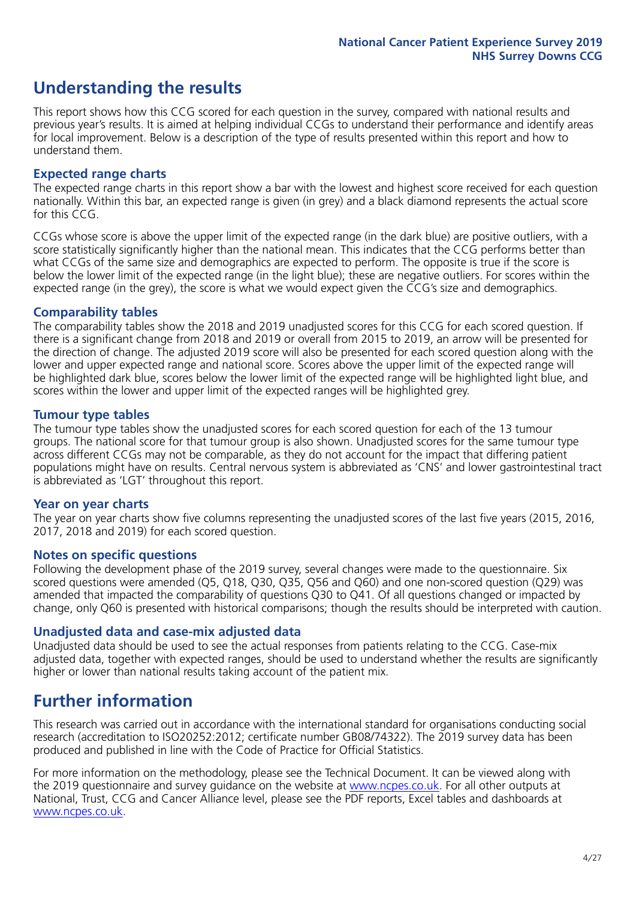# Understanding the results

This report shows how this CCG scored for each question in the survey, compared with national results and previous year's results. It is aimed at helping individual CCGs to understand their performance and identify areas for local improvement. Below is a description of the type of results presented within this report and how to understand them.

### Expected range charts

The expected range charts in this report show a bar with the lowest and highest score received for each question nationally. Within this bar, an expected range is given (in grey) and a black diamond represents the actual score for this CCG.

CCGs whose score is above the upper limit of the expected range (in the dark blue) are positive outliers, with a score statistically significantly higher than the national mean. This indicates that the CCG performs better than what CCGs of the same size and demographics are expected to perform. The opposite is true if the score is below the lower limit of the expected range (in the light blue); these are negative outliers. For scores within the expected range (in the grey), the score is what we would expect given the CCG's size and demographics.

### Comparability tables

The comparability tables show the 2018 and 2019 unadjusted scores for this CCG for each scored question. If there is a significant change from 2018 and 2019 or overall from 2015 to 2019, an arrow will be presented for the direction of change. The adjusted 2019 score will also be presented for each scored question along with the lower and upper expected range and national score. Scores above the upper limit of the expected range will be highlighted dark blue, scores below the lower limit of the expected range will be highlighted light blue, and scores within the lower and upper limit of the expected ranges will be highlighted grey.

### Tumour type tables

The tumour type tables show the unadjusted scores for each scored question for each of the 13 tumour groups. The national score for that tumour group is also shown. Unadjusted scores for the same tumour type across different CCGs may not be comparable, as they do not account for the impact that differing patient populations might have on results. Central nervous system is abbreviated as 'CNS' and lower gastrointestinal tract is abbreviated as 'LGT' throughout this report.

### Year on year charts

The year on year charts show five columns representing the unadjusted scores of the last five years (2015, 2016, 2017, 2018 and 2019) for each scored question.

### Notes on specific questions

Following the development phase of the 2019 survey, several changes were made to the questionnaire. Six scored questions were amended (Q5, Q18, Q30, Q35, Q56 and Q60) and one non-scored question (Q29) was amended that impacted the comparability of questions Q30 to Q41. Of all questions changed or impacted by change, only Q60 is presented with historical comparisons; though the results should be interpreted with caution.

### Unadjusted data and case-mix adjusted data

Unadjusted data should be used to see the actual responses from patients relating to the CCG. Case-mix adjusted data, together with expected ranges, should be used to understand whether the results are significantly higher or lower than national results taking account of the patient mix.

# Further information

This research was carried out in accordance with the international standard for organisations conducting social research (accreditation to ISO20252:2012; certificate number GB08/74322). The 2019 survey data has been produced and published in line with the Code of Practice for Official Statistics.

For more information on the methodology, please see the Technical Document. It can be viewed along with the 2019 questionnaire and survey guidance on the website at www.ncpes.co.uk. For all other outputs at National, Trust, CCG and Cancer Alliance level, please see the PDF reports, Excel tables and dashboards at www.ncpes.co.uk.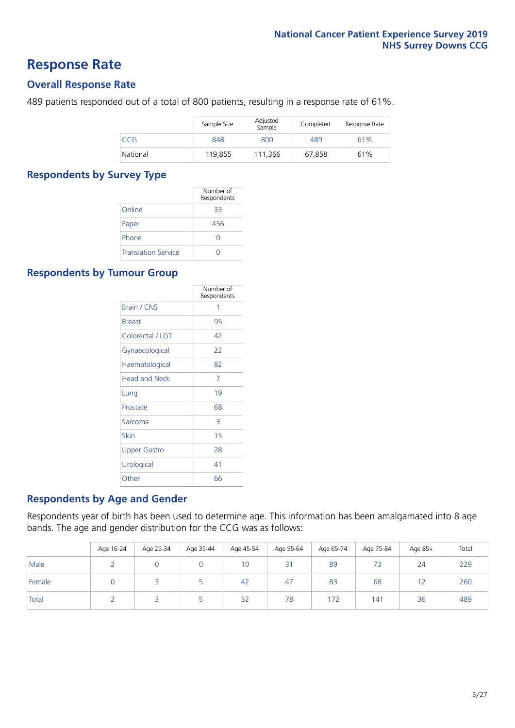# Response Rate

## Overall Response Rate

489 patients responded out of a total of 800 patients, resulting in a response rate of 61%.

| | Sample Size | Adjusted Sample | Completed | Response Rate |
|---|---|---|---|---|
| CCG | 848 | 800 | 489 | 61% |
| National | 119,855 | 111,366 | 67,858 | 61% |

## Respondents by Survey Type

| | Number of Respondents |
|---|---|
| Online | 33 |
| Paper | 456 |
| Phone | 0 |
| Translation Service | 0 |

## Respondents by Tumour Group

| | Number of Respondents |
|---|---|
| Brain / CNS | 1 |
| Breast | 95 |
| Colorectal / LGT | 42 |
| Gynaecological | 22 |
| Haematological | 82 |
| Head and Neck | 7 |
| Lung | 19 |
| Prostate | 68 |
| Sarcoma | 3 |
| Skin | 15 |
| Upper Gastro | 28 |
| Urological | 41 |
| Other | 66 |

## Respondents by Age and Gender

Respondents year of birth has been used to determine age. This information has been amalgamated into 8 age bands. The age and gender distribution for the CCG was as follows:

| | Age 16-24 | Age 25-34 | Age 35-44 | Age 45-54 | Age 55-64 | Age 65-74 | Age 75-84 | Age 85+ | Total |
|---|---|---|---|---|---|---|---|---|---|
| Male | 2 | 0 | 0 | 10 | 31 | 89 | 73 | 24 | 229 |
| Female | 0 | 3 | 5 | 42 | 47 | 83 | 68 | 12 | 260 |
| Total | 2 | 3 | 5 | 52 | 78 | 172 | 141 | 36 | 489 |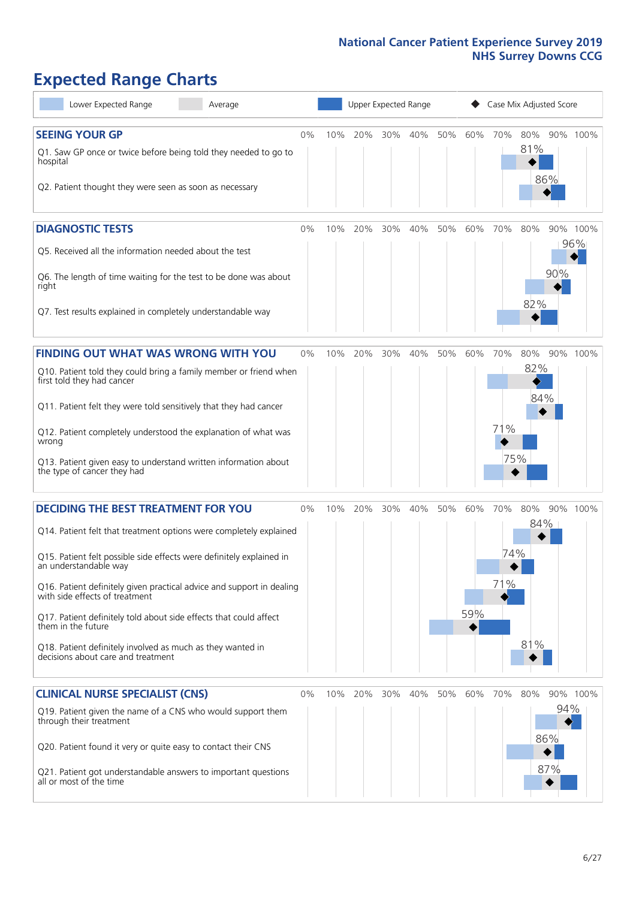# Expected Range Charts

Lower Expected Range | Average | Upper Expected Range | Case Mix Adjusted Score

## SEEING YOUR GP

| Question | Case Mix Adjusted Score |
| --- | --- |
| Q1. Saw GP once or twice before being told they needed to go to hospital | 81% |
| Q2. Patient thought they were seen as soon as necessary | 86% |

## DIAGNOSTIC TESTS

| Question | Case Mix Adjusted Score |
| --- | --- |
| Q5. Received all the information needed about the test | 96% |
| Q6. The length of time waiting for the test to be done was about right | 90% |
| Q7. Test results explained in completely understandable way | 82% |

## FINDING OUT WHAT WAS WRONG WITH YOU

| Question | Case Mix Adjusted Score |
| --- | --- |
| Q10. Patient told they could bring a family member or friend when first told they had cancer | 82% |
| Q11. Patient felt they were told sensitively that they had cancer | 84% |
| Q12. Patient completely understood the explanation of what was wrong | 71% |
| Q13. Patient given easy to understand written information about the type of cancer they had | 75% |

## DECIDING THE BEST TREATMENT FOR YOU

| Question | Case Mix Adjusted Score |
| --- | --- |
| Q14. Patient felt that treatment options were completely explained | 84% |
| Q15. Patient felt possible side effects were definitely explained in an understandable way | 74% |
| Q16. Patient definitely given practical advice and support in dealing with side effects of treatment | 71% |
| Q17. Patient definitely told about side effects that could affect them in the future | 59% |
| Q18. Patient definitely involved as much as they wanted in decisions about care and treatment | 81% |

## CLINICAL NURSE SPECIALIST (CNS)

| Question | Case Mix Adjusted Score |
| --- | --- |
| Q19. Patient given the name of a CNS who would support them through their treatment | 94% |
| Q20. Patient found it very or quite easy to contact their CNS | 86% |
| Q21. Patient got understandable answers to important questions all or most of the time | 87% |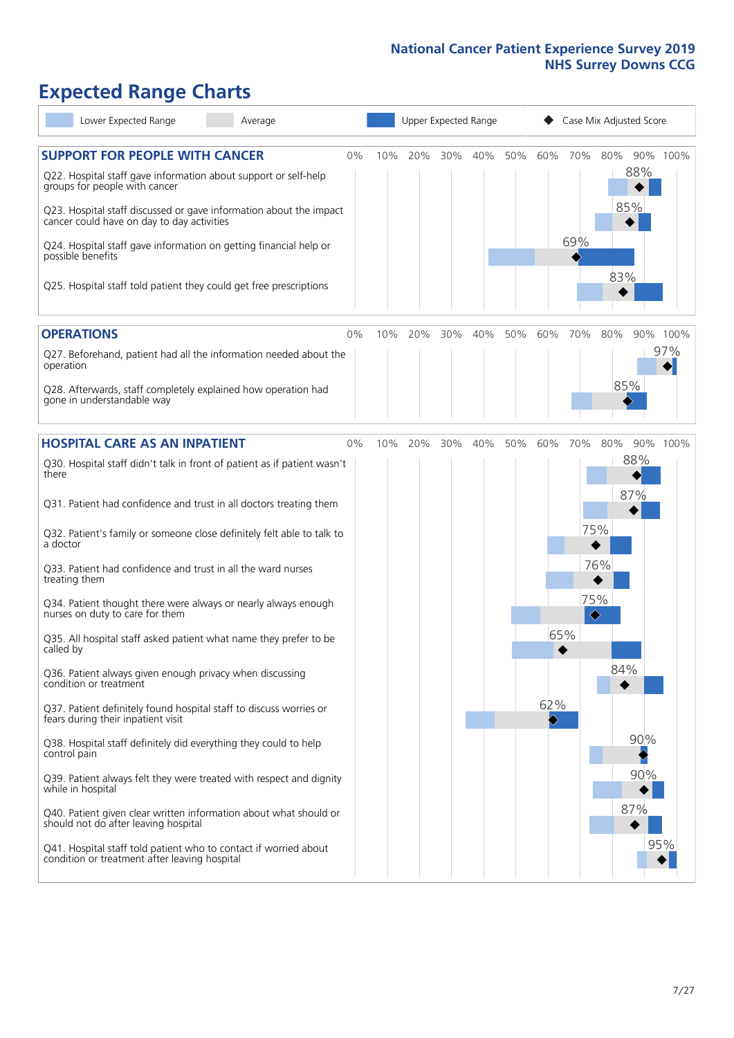# Expected Range Charts

Lower Expected Range | Average | Upper Expected Range | ◆ Case Mix Adjusted Score

## SUPPORT FOR PEOPLE WITH CANCER

| Question | Case Mix Adjusted Score |
|---|---|
| Q22. Hospital staff gave information about support or self-help groups for people with cancer | 88% |
| Q23. Hospital staff discussed or gave information about the impact cancer could have on day to day activities | 85% |
| Q24. Hospital staff gave information on getting financial help or possible benefits | 69% |
| Q25. Hospital staff told patient they could get free prescriptions | 83% |

## OPERATIONS

| Question | Case Mix Adjusted Score |
|---|---|
| Q27. Beforehand, patient had all the information needed about the operation | 97% |
| Q28. Afterwards, staff completely explained how operation had gone in understandable way | 85% |

## HOSPITAL CARE AS AN INPATIENT

| Question | Case Mix Adjusted Score |
|---|---|
| Q30. Hospital staff didn't talk in front of patient as if patient wasn't there | 88% |
| Q31. Patient had confidence and trust in all doctors treating them | 87% |
| Q32. Patient's family or someone close definitely felt able to talk to a doctor | 75% |
| Q33. Patient had confidence and trust in all the ward nurses treating them | 76% |
| Q34. Patient thought there were always or nearly always enough nurses on duty to care for them | 75% |
| Q35. All hospital staff asked patient what name they prefer to be called by | 65% |
| Q36. Patient always given enough privacy when discussing condition or treatment | 84% |
| Q37. Patient definitely found hospital staff to discuss worries or fears during their inpatient visit | 62% |
| Q38. Hospital staff definitely did everything they could to help control pain | 90% |
| Q39. Patient always felt they were treated with respect and dignity while in hospital | 90% |
| Q40. Patient given clear written information about what should or should not do after leaving hospital | 87% |
| Q41. Hospital staff told patient who to contact if worried about condition or treatment after leaving hospital | 95% |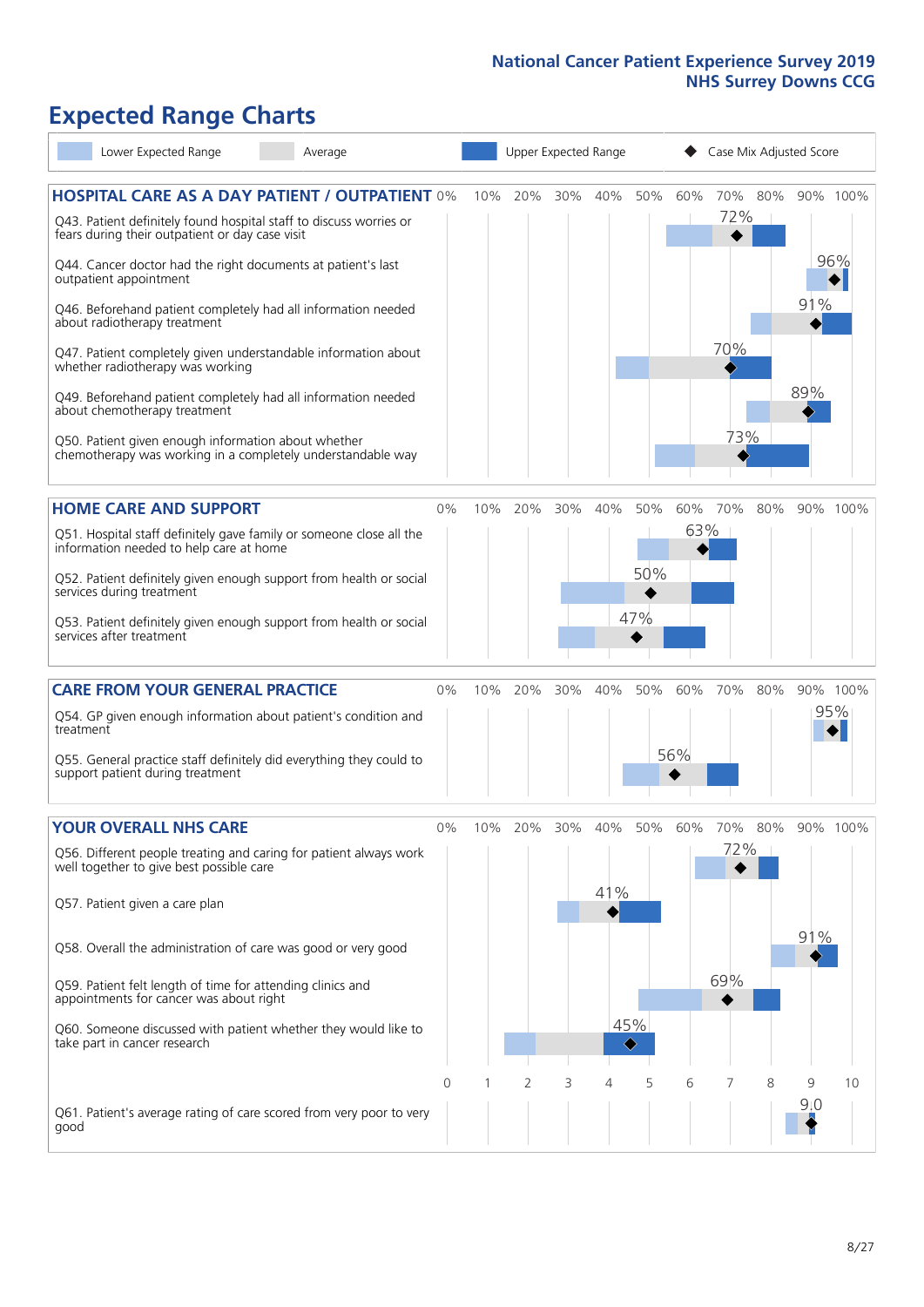# Expected Range Charts

Legend: Lower Expected Range | Average | Upper Expected Range | ◆ Case Mix Adjusted Score

## HOSPITAL CARE AS A DAY PATIENT / OUTPATIENT

| Question | Case Mix Adjusted Score |
|---|---|
| Q43. Patient definitely found hospital staff to discuss worries or fears during their outpatient or day case visit | 72% |
| Q44. Cancer doctor had the right documents at patient's last outpatient appointment | 96% |
| Q46. Beforehand patient completely had all information needed about radiotherapy treatment | 91% |
| Q47. Patient completely given understandable information about whether radiotherapy treatment was working | 70% |
| Q49. Beforehand patient completely had all information needed about chemotherapy treatment | 89% |
| Q50. Patient given enough information about whether chemotherapy was working in a completely understandable way | 73% |

## HOME CARE AND SUPPORT

| Question | Case Mix Adjusted Score |
|---|---|
| Q51. Hospital staff definitely gave family or someone close all the information needed to help care at home | 63% |
| Q52. Patient definitely given enough support from health or social services during treatment | 50% |
| Q53. Patient definitely given enough support from health or social services after treatment | 47% |

## CARE FROM YOUR GENERAL PRACTICE

| Question | Case Mix Adjusted Score |
|---|---|
| Q54. GP given enough information about patient's condition and treatment | 95% |
| Q55. General practice staff definitely did everything they could to support patient during treatment | 56% |

## YOUR OVERALL NHS CARE

| Question | Case Mix Adjusted Score |
|---|---|
| Q56. Different people treating and caring for patient always work well together to give best possible care | 72% |
| Q57. Patient given a care plan | 41% |
| Q58. Overall the administration of care was good or very good | 91% |
| Q59. Patient felt length of time for attending clinics and appointments for cancer was about right | 69% |
| Q60. Someone discussed with patient whether they would like to take part in cancer research | 45% |
| Q61. Patient's average rating of care scored from very poor to very good | 9.0 |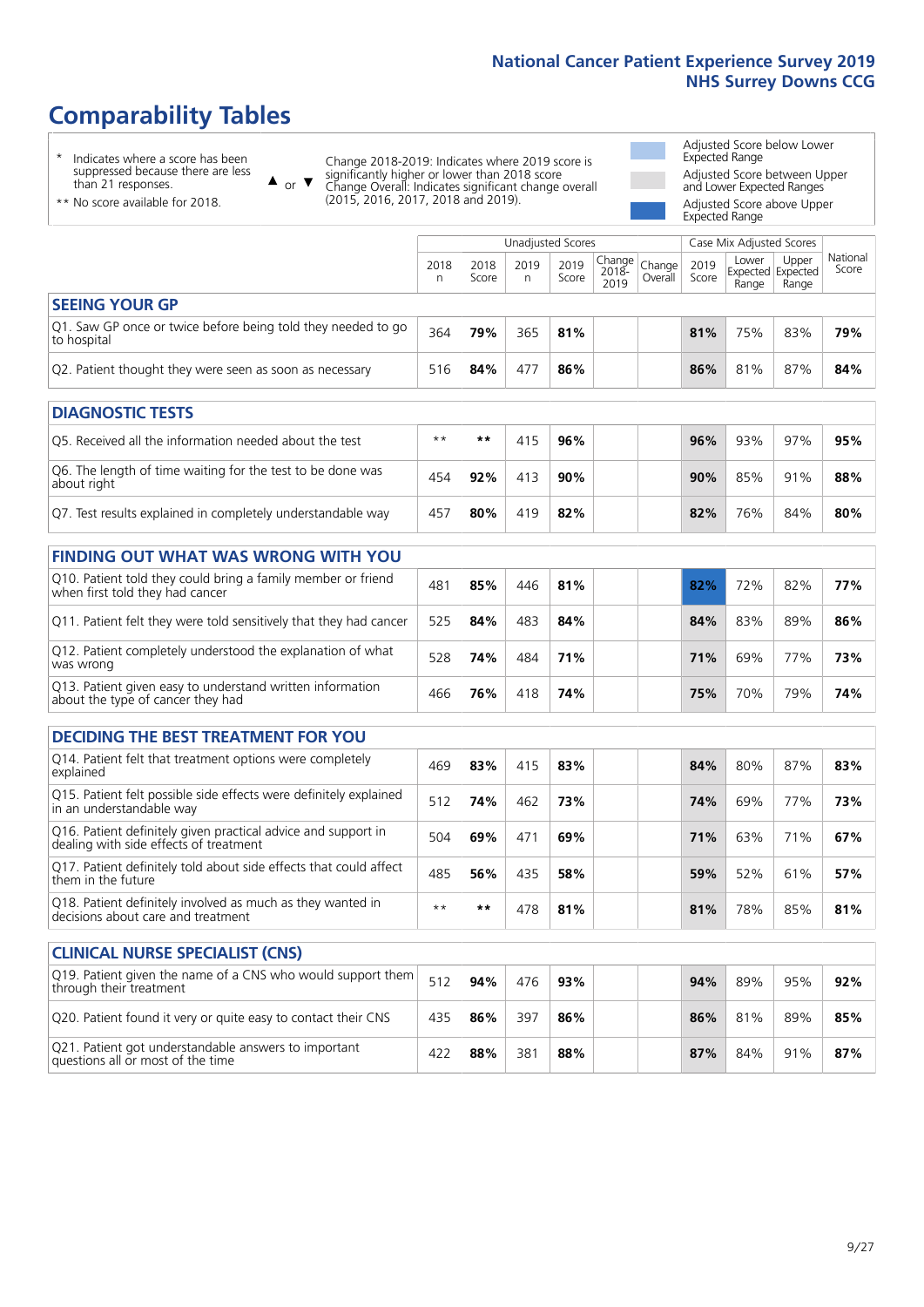# Comparability Tables

\* Indicates where a score has been suppressed because there are less than 21 responses.

\*\* No score available for 2018.

▲ or ▼ Change 2018-2019: Indicates where 2019 score is significantly higher or lower than 2018 score. Change Overall: Indicates significant change overall (2015, 2016, 2017, 2018 and 2019).

Adjusted Score below Lower Expected Range

Adjusted Score between Upper and Lower Expected Ranges

Adjusted Score above Upper Expected Range

| | Unadjusted Scores | | | | | | Case Mix Adjusted Scores | | | |
|---|---|---|---|---|---|---|---|---|---|---|
| | 2018 n | 2018 Score | 2019 n | 2019 Score | Change 2018-2019 | Change Overall | 2019 Score | Lower Expected Range | Upper Expected Range | National Score |
| **SEEING YOUR GP** | | | | | | | | | | |
| Q1. Saw GP once or twice before being told they needed to go to hospital | 364 | **79%** | 365 | **81%** | | | **81%** | 75% | 83% | **79%** |
| Q2. Patient thought they were seen as soon as necessary | 516 | **84%** | 477 | **86%** | | | **86%** | 81% | 87% | **84%** |
| **DIAGNOSTIC TESTS** | | | | | | | | | | |
| Q5. Received all the information needed about the test | ** | ** | 415 | **96%** | | | **96%** | 93% | 97% | **95%** |
| Q6. The length of time waiting for the test to be done was about right | 454 | **92%** | 413 | **90%** | | | **90%** | 85% | 91% | **88%** |
| Q7. Test results explained in completely understandable way | 457 | **80%** | 419 | **82%** | | | **82%** | 76% | 84% | **80%** |
| **FINDING OUT WHAT WAS WRONG WITH YOU** | | | | | | | | | | |
| Q10. Patient told they could bring a family member or friend when first told they had cancer | 481 | **85%** | 446 | **81%** | | | **82%** | 72% | 82% | **77%** |
| Q11. Patient felt they were told sensitively that they had cancer | 525 | **84%** | 483 | **84%** | | | **84%** | 83% | 89% | **86%** |
| Q12. Patient completely understood the explanation of what was wrong | 528 | **74%** | 484 | **71%** | | | **71%** | 69% | 77% | **73%** |
| Q13. Patient given easy to understand written information about the type of cancer they had | 466 | **76%** | 418 | **74%** | | | **75%** | 70% | 79% | **74%** |
| **DECIDING THE BEST TREATMENT FOR YOU** | | | | | | | | | | |
| Q14. Patient felt that treatment options were completely explained | 469 | **83%** | 415 | **83%** | | | **84%** | 80% | 87% | **83%** |
| Q15. Patient felt possible side effects were definitely explained in an understandable way | 512 | **74%** | 462 | **73%** | | | **74%** | 69% | 77% | **73%** |
| Q16. Patient definitely given practical advice and support in dealing with side effects of treatment | 504 | **69%** | 471 | **69%** | | | **71%** | 63% | 71% | **67%** |
| Q17. Patient definitely told about side effects that could affect them in the future | 485 | **56%** | 435 | **58%** | | | **59%** | 52% | 61% | **57%** |
| Q18. Patient definitely involved as much as they wanted in decisions about care and treatment | ** | ** | 478 | **81%** | | | **81%** | 78% | 85% | **81%** |
| **CLINICAL NURSE SPECIALIST (CNS)** | | | | | | | | | | |
| Q19. Patient given the name of a CNS who would support them through their treatment | 512 | **94%** | 476 | **93%** | | | **94%** | 89% | 95% | **92%** |
| Q20. Patient found it very or quite easy to contact their CNS | 435 | **86%** | 397 | **86%** | | | **86%** | 81% | 89% | **85%** |
| Q21. Patient got understandable answers to important questions all or most of the time | 422 | **88%** | 381 | **88%** | | | **87%** | 84% | 91% | **87%** |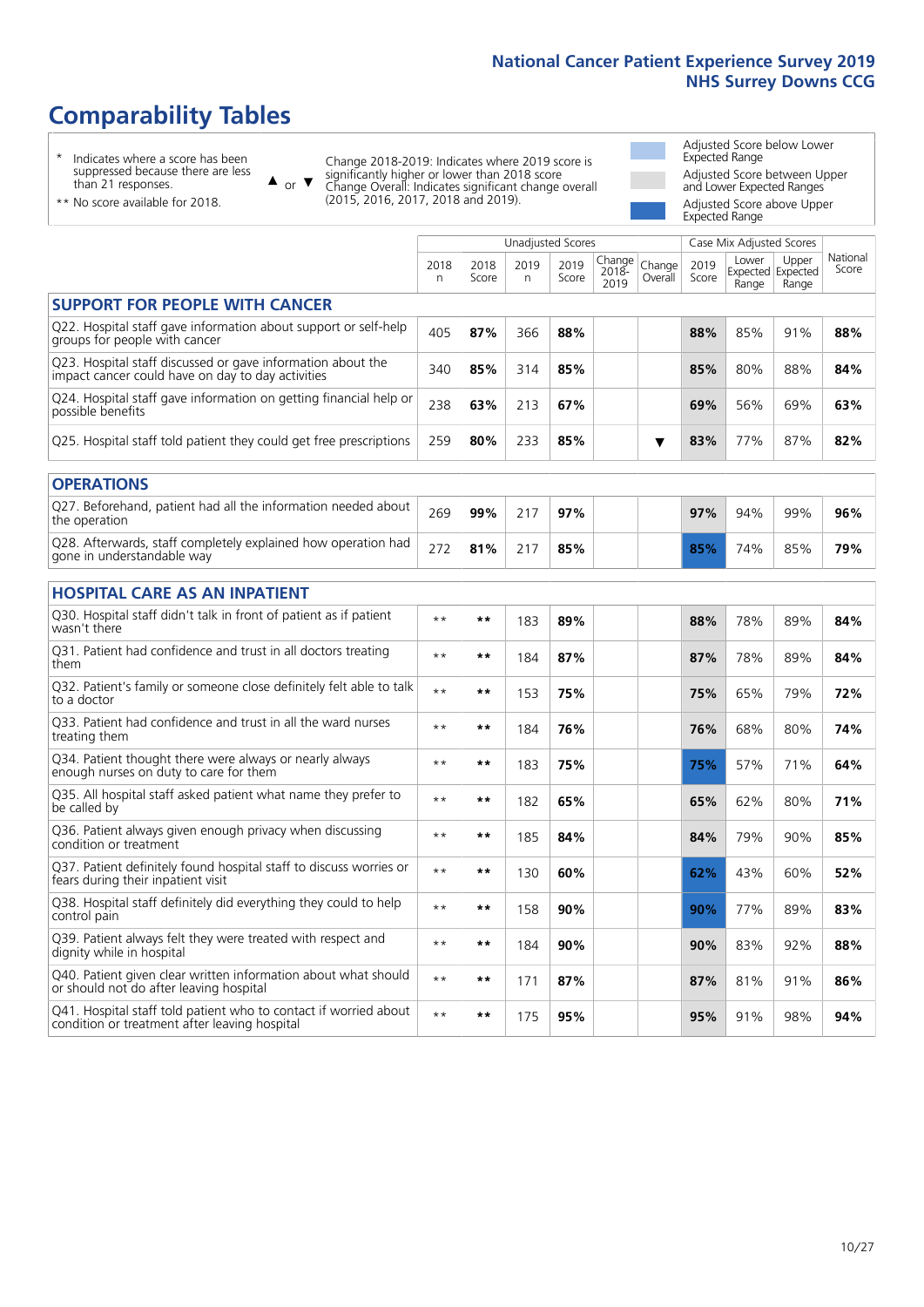# Comparability Tables

- \* Indicates where a score has been suppressed because there are less than 21 responses.
- \*\* No score available for 2018.

▲ or ▼ Change 2018-2019: Indicates where 2019 score is significantly higher or lower than 2018 score. Change Overall: Indicates significant change overall (2015, 2016, 2017, 2018 and 2019).

- Adjusted Score below Lower Expected Range
- Adjusted Score between Upper and Lower Expected Ranges
- Adjusted Score above Upper Expected Range

| | Unadjusted Scores | | | | | | Case Mix Adjusted Scores | | | |
|---|---|---|---|---|---|---|---|---|---|---|
| | 2018 n | 2018 Score | 2019 n | 2019 Score | Change 2018-2019 | Change Overall | 2019 Score | Lower Expected Range | Upper Expected Range | National Score |
| **SUPPORT FOR PEOPLE WITH CANCER** | | | | | | | | | | |
| Q22. Hospital staff gave information about support or self-help groups for people with cancer | 405 | **87%** | 366 | **88%** | | | **88%** | 85% | 91% | **88%** |
| Q23. Hospital staff discussed or gave information about the impact cancer could have on day to day activities | 340 | **85%** | 314 | **85%** | | | **85%** | 80% | 88% | **84%** |
| Q24. Hospital staff gave information on getting financial help or possible benefits | 238 | **63%** | 213 | **67%** | | | **69%** | 56% | 69% | **63%** |
| Q25. Hospital staff told patient they could get free prescriptions | 259 | **80%** | 233 | **85%** | | ▼ | **83%** | 77% | 87% | **82%** |
| **OPERATIONS** | | | | | | | | | | |
| Q27. Beforehand, patient had all the information needed about the operation | 269 | **99%** | 217 | **97%** | | | **97%** | 94% | 99% | **96%** |
| Q28. Afterwards, staff completely explained how operation had gone in understandable way | 272 | **81%** | 217 | **85%** | | | **85%** | 74% | 85% | **79%** |
| **HOSPITAL CARE AS AN INPATIENT** | | | | | | | | | | |
| Q30. Hospital staff didn't talk in front of patient as if patient wasn't there | ** | ** | 183 | **89%** | | | **88%** | 78% | 89% | **84%** |
| Q31. Patient had confidence and trust in all doctors treating them | ** | ** | 184 | **87%** | | | **87%** | 78% | 89% | **84%** |
| Q32. Patient's family or someone close definitely felt able to talk to a doctor | ** | ** | 153 | **75%** | | | **75%** | 65% | 79% | **72%** |
| Q33. Patient had confidence and trust in all the ward nurses treating them | ** | ** | 184 | **76%** | | | **76%** | 68% | 80% | **74%** |
| Q34. Patient thought there were always or nearly always enough nurses on duty to care for them | ** | ** | 183 | **75%** | | | **75%** | 57% | 71% | **64%** |
| Q35. All hospital staff asked patient what name they prefer to be called by | ** | ** | 182 | **65%** | | | **65%** | 62% | 80% | **71%** |
| Q36. Patient always given enough privacy when discussing condition or treatment | ** | ** | 185 | **84%** | | | **84%** | 79% | 90% | **85%** |
| Q37. Patient definitely found hospital staff to discuss worries or fears during their inpatient visit | ** | ** | 130 | **60%** | | | **62%** | 43% | 60% | **52%** |
| Q38. Hospital staff definitely did everything they could to help control pain | ** | ** | 158 | **90%** | | | **90%** | 77% | 89% | **83%** |
| Q39. Patient always felt they were treated with respect and dignity while in hospital | ** | ** | 184 | **90%** | | | **90%** | 83% | 92% | **88%** |
| Q40. Patient given clear written information about what should or should not do after leaving hospital | ** | ** | 171 | **87%** | | | **87%** | 81% | 91% | **86%** |
| Q41. Hospital staff told patient who to contact if worried about condition or treatment after leaving hospital | ** | ** | 175 | **95%** | | | **95%** | 91% | 98% | **94%** |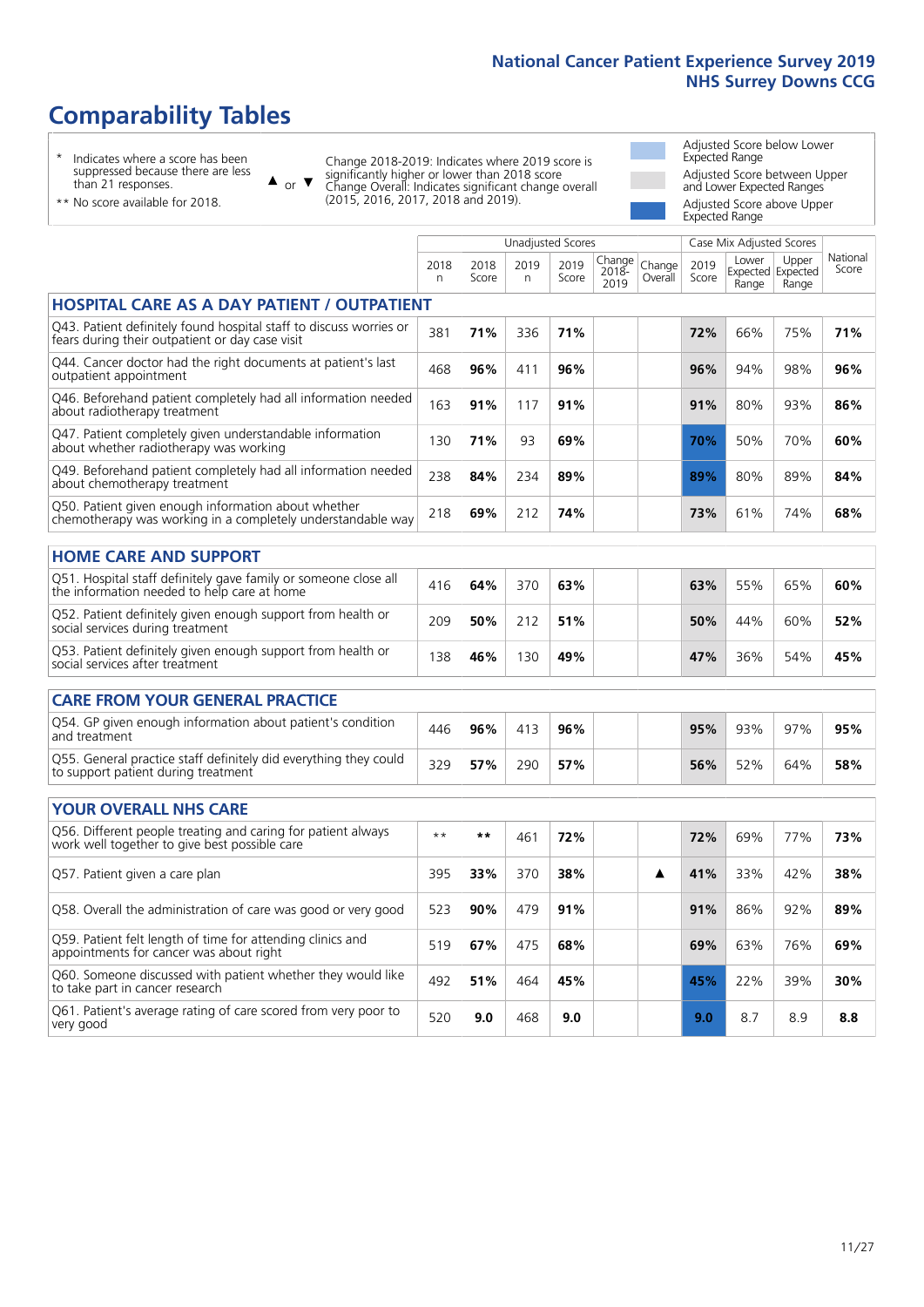# Comparability Tables

- \* Indicates where a score has been suppressed because there are less than 21 responses.
- \*\* No score available for 2018.

▲ or ▼ Change 2018-2019: Indicates where 2019 score is significantly higher or lower than 2018 score. Change Overall: Indicates significant change overall (2015, 2016, 2017, 2018 and 2019).

- Adjusted Score below Lower Expected Range
- Adjusted Score between Upper and Lower Expected Ranges
- Adjusted Score above Upper Expected Range

| | Unadjusted Scores | | | | | | Case Mix Adjusted Scores | | | |
|---|---|---|---|---|---|---|---|---|---|---|
| | 2018 n | 2018 Score | 2019 n | 2019 Score | Change 2018-2019 | Change Overall | 2019 Score | Lower Expected Range | Upper Expected Range | National Score |
| **HOSPITAL CARE AS A DAY PATIENT / OUTPATIENT** | | | | | | | | | | |
| Q43. Patient definitely found hospital staff to discuss worries or fears during their outpatient or day case visit | 381 | **71%** | 336 | **71%** | | | **72%** | 66% | 75% | **71%** |
| Q44. Cancer doctor had the right documents at patient's last outpatient appointment | 468 | **96%** | 411 | **96%** | | | **96%** | 94% | 98% | **96%** |
| Q46. Patient completely had all information needed about radiotherapy treatment | 163 | **91%** | 117 | **91%** | | | **91%** | 80% | 93% | **86%** |
| Q47. Patient completely given understandable information about whether radiotherapy was working | 130 | **71%** | 93 | **69%** | | | **70%** | 50% | 70% | **60%** |
| Q49. Beforehand patient completely had all information needed about chemotherapy treatment | 238 | **84%** | 234 | **89%** | | | **89%** | 80% | 89% | **84%** |
| Q50. Patient given enough information about whether chemotherapy was working in a completely understandable way | 218 | **69%** | 212 | **74%** | | | **73%** | 61% | 74% | **68%** |
| **HOME CARE AND SUPPORT** | | | | | | | | | | |
| Q51. Hospital staff definitely gave family or someone close all the information needed to help care at home | 416 | **64%** | 370 | **63%** | | | **63%** | 55% | 65% | **60%** |
| Q52. Patient definitely given enough support from health or social services during treatment | 209 | **50%** | 212 | **51%** | | | **50%** | 44% | 60% | **52%** |
| Q53. Patient definitely given enough support from health or social services after treatment | 138 | **46%** | 130 | **49%** | | | **47%** | 36% | 54% | **45%** |
| **CARE FROM YOUR GENERAL PRACTICE** | | | | | | | | | | |
| Q54. GP given enough information about patient's condition and treatment | 446 | **96%** | 413 | **96%** | | | **95%** | 93% | 97% | **95%** |
| Q55. General practice staff definitely did everything they could to support patient during treatment | 329 | **57%** | 290 | **57%** | | | **56%** | 52% | 64% | **58%** |
| **YOUR OVERALL NHS CARE** | | | | | | | | | | |
| Q56. Different people treating and caring for patient always work well together to give best possible care | ** | ** | 461 | **72%** | | | **72%** | 69% | 77% | **73%** |
| Q57. Patient given a care plan | 395 | **33%** | 370 | **38%** | | ▲ | **41%** | 33% | 42% | **38%** |
| Q58. Overall the administration of care was good or very good | 523 | **90%** | 479 | **91%** | | | **91%** | 86% | 92% | **89%** |
| Q59. Patient felt length of time for attending clinics and appointments for cancer was about right | 519 | **67%** | 475 | **68%** | | | **69%** | 63% | 76% | **69%** |
| Q60. Someone discussed with patient whether they would like to take part in cancer research | 492 | **51%** | 464 | **45%** | | | **45%** | 22% | 39% | **30%** |
| Q61. Patient's average rating of care scored from very poor to very good | 520 | **9.0** | 468 | **9.0** | | | **9.0** | 8.7 | 8.9 | **8.8** |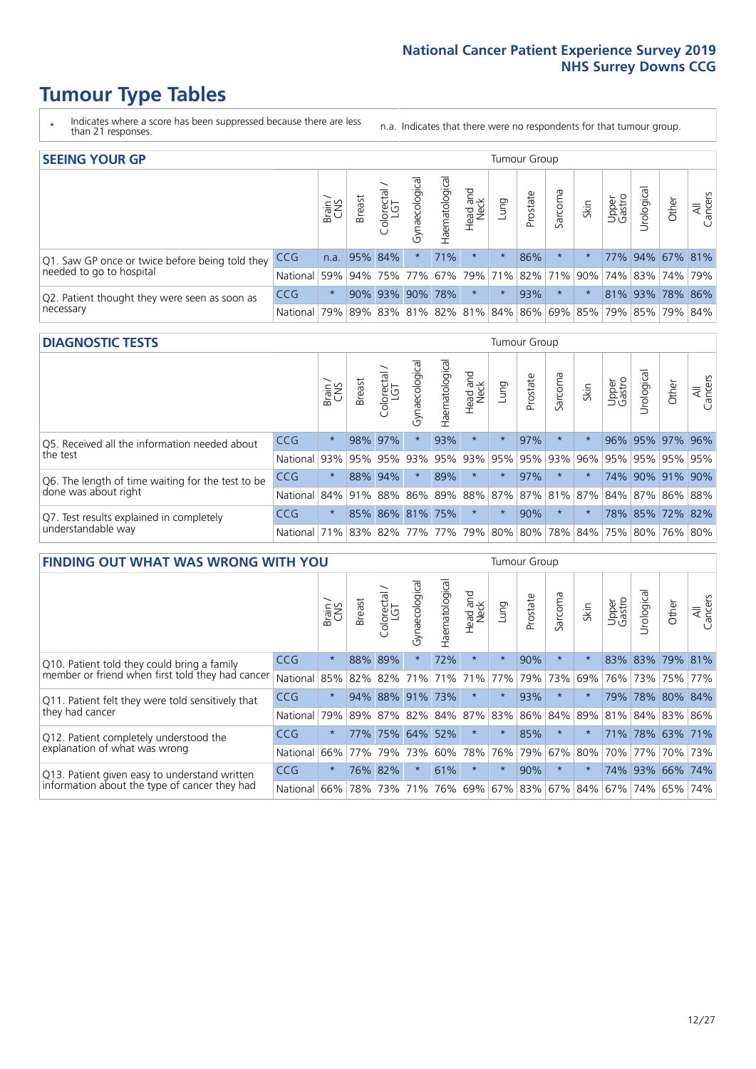# Tumour Type Tables

\* Indicates where a score has been suppressed because there are less than 21 responses.

n.a. Indicates that there were no respondents for that tumour group.

## SEEING YOUR GP

| | | Brain / CNS | Breast | Colorectal / LGT | Gynaecological | Haematological | Head and Neck | Lung | Prostate | Sarcoma | Skin | Upper Gastro | Urological | Other | All Cancers |
|---|---|---|---|---|---|---|---|---|---|---|---|---|---|---|---|
| Q1. Saw GP once or twice before being told they needed to go to hospital | CCG | n.a. | 95% | 84% | * | 71% | * | * | 86% | * | * | 77% | 94% | 67% | 81% |
| | National | 59% | 94% | 75% | 77% | 67% | 79% | 71% | 82% | 71% | 90% | 74% | 83% | 74% | 79% |
| Q2. Patient thought they were seen as soon as necessary | CCG | * | 90% | 93% | 90% | 78% | * | * | 93% | * | * | 81% | 93% | 78% | 86% |
| | National | 79% | 89% | 83% | 81% | 82% | 81% | 84% | 86% | 69% | 85% | 79% | 85% | 79% | 84% |

## DIAGNOSTIC TESTS

| | | Brain / CNS | Breast | Colorectal / LGT | Gynaecological | Haematological | Head and Neck | Lung | Prostate | Sarcoma | Skin | Upper Gastro | Urological | Other | All Cancers |
|---|---|---|---|---|---|---|---|---|---|---|---|---|---|---|---|
| Q5. Received all the information needed about the test | CCG | * | 98% | 97% | * | 93% | * | * | 97% | * | * | 96% | 95% | 97% | 96% |
| | National | 93% | 95% | 95% | 93% | 95% | 93% | 95% | 95% | 93% | 96% | 95% | 95% | 95% | 95% |
| Q6. The length of time waiting for the test to be done was about right | CCG | * | 88% | 94% | * | 89% | * | * | 97% | * | * | 74% | 90% | 91% | 90% |
| | National | 84% | 91% | 88% | 86% | 89% | 88% | 87% | 87% | 81% | 87% | 84% | 87% | 86% | 88% |
| Q7. Test results explained in completely understandable way | CCG | * | 85% | 86% | 81% | 75% | * | * | 90% | * | * | 78% | 85% | 72% | 82% |
| | National | 71% | 83% | 82% | 77% | 77% | 79% | 80% | 80% | 78% | 84% | 75% | 80% | 76% | 80% |

## FINDING OUT WHAT WAS WRONG WITH YOU

| | | Brain / CNS | Breast | Colorectal / LGT | Gynaecological | Haematological | Head and Neck | Lung | Prostate | Sarcoma | Skin | Upper Gastro | Urological | Other | All Cancers |
|---|---|---|---|---|---|---|---|---|---|---|---|---|---|---|---|
| Q10. Patient told they could bring a family member or friend when first told they had cancer | CCG | * | 88% | 89% | * | 72% | * | * | 90% | * | * | 83% | 83% | 79% | 81% |
| | National | 85% | 82% | 82% | 71% | 71% | 71% | 77% | 79% | 73% | 69% | 76% | 73% | 75% | 77% |
| Q11. Patient felt they were told sensitively that they had cancer | CCG | * | 94% | 88% | 91% | 73% | * | * | 93% | * | * | 79% | 78% | 80% | 84% |
| | National | 79% | 89% | 87% | 82% | 84% | 87% | 83% | 86% | 84% | 89% | 81% | 84% | 83% | 86% |
| Q12. Patient completely understood the explanation of what was wrong | CCG | * | 77% | 75% | 64% | 52% | * | * | 85% | * | * | 71% | 78% | 63% | 71% |
| | National | 66% | 77% | 79% | 73% | 60% | 78% | 76% | 79% | 67% | 80% | 70% | 77% | 70% | 73% |
| Q13. Patient given easy to understand written information about the type of cancer they had | CCG | * | 76% | 82% | * | 61% | * | * | 90% | * | * | 74% | 93% | 66% | 74% |
| | National | 66% | 78% | 73% | 71% | 76% | 69% | 67% | 83% | 67% | 84% | 67% | 74% | 65% | 74% |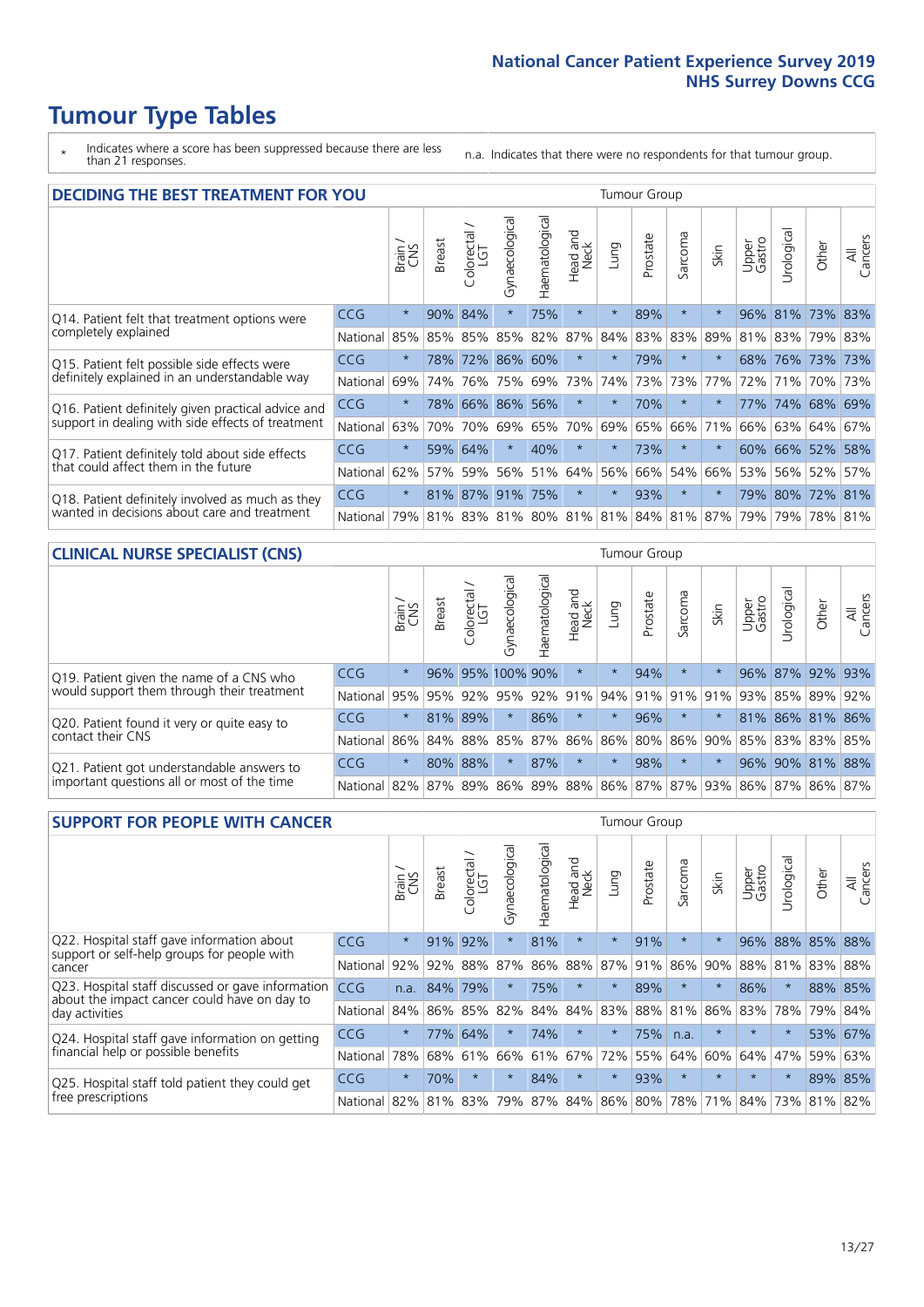# Tumour Type Tables

\* Indicates where a score has been suppressed because there are less than 21 responses.

n.a. Indicates that there were no respondents for that tumour group.

## DECIDING THE BEST TREATMENT FOR YOU

| | | Brain / CNS | Breast | Colorectal / LGT | Gynaecological | Haematological | Head and Neck | Lung | Prostate | Sarcoma | Skin | Upper Gastro | Urological | Other | All Cancers |
|---|---|---|---|---|---|---|---|---|---|---|---|---|---|---|---|
| Q14. Patient felt that treatment options were completely explained | CCG | * | 90% | 84% | * | 75% | * | * | 89% | * | * | 96% | 81% | 73% | 83% |
| | National | 85% | 85% | 85% | 85% | 82% | 87% | 84% | 83% | 83% | 89% | 81% | 83% | 79% | 83% |
| Q15. Patient felt possible side effects were definitely explained in an understandable way | CCG | * | 78% | 72% | 86% | 60% | * | * | 79% | * | * | 68% | 76% | 73% | 73% |
| | National | 69% | 74% | 76% | 75% | 69% | 73% | 74% | 73% | 73% | 77% | 72% | 71% | 70% | 73% |
| Q16. Patient definitely given practical advice and support in dealing with side effects of treatment | CCG | * | 78% | 66% | 86% | 56% | * | * | 70% | * | * | 77% | 74% | 68% | 69% |
| | National | 63% | 70% | 70% | 69% | 65% | 70% | 69% | 65% | 66% | 71% | 66% | 63% | 64% | 67% |
| Q17. Patient definitely told about side effects that could affect them in the future | CCG | * | 59% | 64% | * | 40% | * | * | 73% | * | * | 60% | 66% | 52% | 58% |
| | National | 62% | 57% | 59% | 56% | 51% | 64% | 56% | 66% | 54% | 66% | 53% | 56% | 52% | 57% |
| Q18. Patient definitely involved as much as they wanted in decisions about care and treatment | CCG | * | 81% | 87% | 91% | 75% | * | * | 93% | * | * | 79% | 80% | 72% | 81% |
| | National | 79% | 81% | 83% | 81% | 80% | 81% | 81% | 84% | 81% | 87% | 79% | 79% | 78% | 81% |

## CLINICAL NURSE SPECIALIST (CNS)

| | | Brain / CNS | Breast | Colorectal / LGT | Gynaecological | Haematological | Head and Neck | Lung | Prostate | Sarcoma | Skin | Upper Gastro | Urological | Other | All Cancers |
|---|---|---|---|---|---|---|---|---|---|---|---|---|---|---|---|
| Q19. Patient given the name of a CNS who would support them through their treatment | CCG | * | 96% | 95% | 100% | 90% | * | * | 94% | * | * | 96% | 87% | 92% | 93% |
| | National | 95% | 95% | 92% | 95% | 92% | 91% | 94% | 91% | 91% | 91% | 93% | 85% | 89% | 92% |
| Q20. Patient found it very or quite easy to contact their CNS | CCG | * | 81% | 89% | * | 86% | * | * | 96% | * | * | 81% | 86% | 81% | 86% |
| | National | 86% | 84% | 88% | 85% | 87% | 86% | 86% | 80% | 86% | 90% | 85% | 83% | 83% | 85% |
| Q21. Patient got understandable answers to important questions all or most of the time | CCG | * | 80% | 88% | * | 87% | * | * | 98% | * | * | 96% | 90% | 81% | 88% |
| | National | 82% | 87% | 89% | 86% | 89% | 88% | 86% | 87% | 87% | 93% | 86% | 87% | 86% | 87% |

## SUPPORT FOR PEOPLE WITH CANCER

| | | Brain / CNS | Breast | Colorectal / LGT | Gynaecological | Haematological | Head and Neck | Lung | Prostate | Sarcoma | Skin | Upper Gastro | Urological | Other | All Cancers |
|---|---|---|---|---|---|---|---|---|---|---|---|---|---|---|---|
| Q22. Hospital staff gave information about support or self-help groups for people with cancer | CCG | * | 91% | 92% | * | 81% | * | * | 91% | * | * | 96% | 88% | 85% | 88% |
| | National | 92% | 92% | 88% | 87% | 86% | 88% | 87% | 91% | 86% | 90% | 88% | 81% | 83% | 88% |
| Q23. Hospital staff discussed or gave information about the impact cancer could have on day to day activities | CCG | n.a. | 84% | 79% | * | 75% | * | * | 89% | * | * | 86% | * | 88% | 85% |
| | National | 84% | 86% | 85% | 82% | 84% | 84% | 83% | 88% | 81% | 86% | 83% | 78% | 79% | 84% |
| Q24. Hospital staff gave information on getting financial help or possible benefits | CCG | * | 77% | 64% | * | 74% | * | * | 75% | n.a. | * | * | * | 53% | 67% |
| | National | 78% | 68% | 61% | 66% | 61% | 67% | 72% | 55% | 64% | 60% | 64% | 47% | 59% | 63% |
| Q25. Hospital staff told patient they could get free prescriptions | CCG | * | 70% | * | * | 84% | * | * | 93% | * | * | * | * | 89% | 85% |
| | National | 82% | 81% | 83% | 79% | 87% | 84% | 86% | 80% | 78% | 71% | 84% | 73% | 81% | 82% |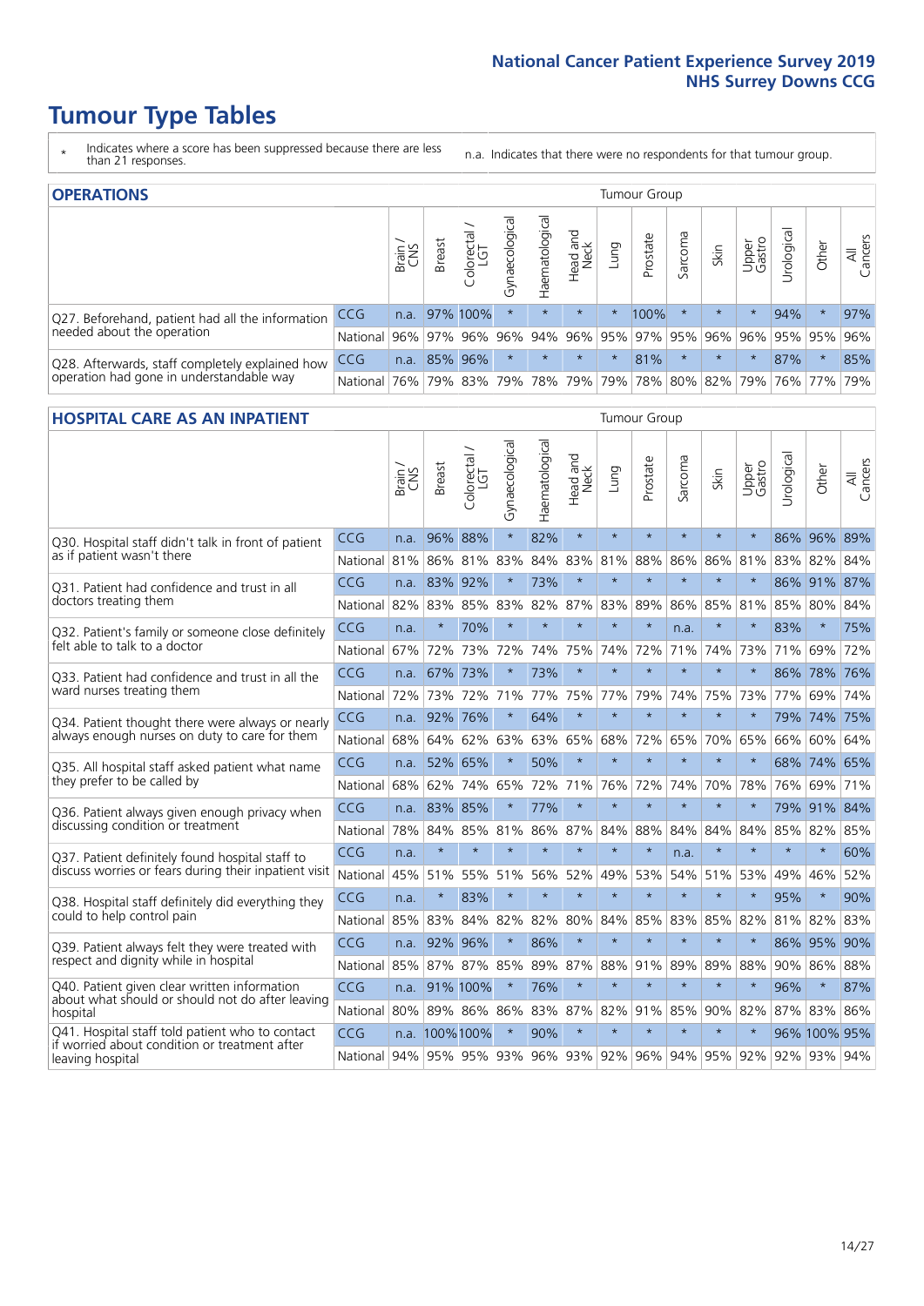# Tumour Type Tables

\* Indicates where a score has been suppressed because there are less than 21 responses.

n.a. Indicates that there were no respondents for that tumour group.

## OPERATIONS

| | | Brain / CNS | Breast | Colorectal / LGT | Gynaecological | Haematological | Head and Neck | Lung | Prostate | Sarcoma | Skin | Upper Gastro | Urological | Other | All Cancers |
|---|---|---|---|---|---|---|---|---|---|---|---|---|---|---|---|
| Q27. Beforehand, patient had all the information needed about the operation | CCG | n.a. | 97% | 100% | * | * | * | * | 100% | * | * | * | 94% | * | 97% |
| | National | 96% | 97% | 96% | 96% | 94% | 96% | 95% | 97% | 95% | 96% | 96% | 95% | 95% | 96% |
| Q28. Afterwards, staff completely explained how operation had gone in understandable way | CCG | n.a. | 85% | 96% | * | * | * | * | 81% | * | * | * | 87% | * | 85% |
| | National | 76% | 79% | 83% | 79% | 78% | 79% | 79% | 78% | 80% | 82% | 79% | 76% | 77% | 79% |

## HOSPITAL CARE AS AN INPATIENT

| | | Brain / CNS | Breast | Colorectal / LGT | Gynaecological | Haematological | Head and Neck | Lung | Prostate | Sarcoma | Skin | Upper Gastro | Urological | Other | All Cancers |
|---|---|---|---|---|---|---|---|---|---|---|---|---|---|---|---|
| Q30. Hospital staff didn't talk in front of patient as if patient wasn't there | CCG | n.a. | 96% | 88% | * | 82% | * | * | * | * | * | * | 86% | 96% | 89% |
| | National | 81% | 86% | 81% | 83% | 84% | 83% | 81% | 88% | 86% | 86% | 81% | 83% | 82% | 84% |
| Q31. Patient had confidence and trust in all doctors treating them | CCG | n.a. | 83% | 92% | * | 73% | * | * | * | * | * | * | 86% | 91% | 87% |
| | National | 82% | 83% | 85% | 83% | 82% | 87% | 83% | 89% | 86% | 85% | 81% | 85% | 80% | 84% |
| Q32. Patient's family or someone close definitely felt able to talk to a doctor | CCG | n.a. | * | 70% | * | * | * | * | * | n.a. | * | * | 83% | * | 75% |
| | National | 67% | 72% | 73% | 72% | 74% | 75% | 74% | 72% | 71% | 74% | 73% | 71% | 69% | 72% |
| Q33. Patient had confidence and trust in all the ward nurses treating them | CCG | n.a. | 67% | 73% | * | 73% | * | * | * | * | * | * | 86% | 78% | 76% |
| | National | 72% | 73% | 72% | 71% | 77% | 75% | 77% | 79% | 74% | 75% | 73% | 77% | 69% | 74% |
| Q34. Patient thought there were always or nearly always enough nurses on duty to care for them | CCG | n.a. | 92% | 76% | * | 64% | * | * | * | * | * | * | 79% | 74% | 75% |
| | National | 68% | 64% | 62% | 63% | 63% | 65% | 68% | 72% | 65% | 70% | 65% | 66% | 60% | 64% |
| Q35. All hospital staff asked patient what name they prefer to be called by | CCG | n.a. | 52% | 65% | * | 50% | * | * | * | * | * | * | 68% | 74% | 65% |
| | National | 68% | 62% | 74% | 65% | 72% | 71% | 76% | 72% | 74% | 70% | 78% | 76% | 69% | 71% |
| Q36. Patient always given enough privacy when discussing condition or treatment | CCG | n.a. | 83% | 85% | * | 77% | * | * | * | * | * | * | 79% | 91% | 84% |
| | National | 78% | 84% | 85% | 81% | 86% | 87% | 84% | 88% | 84% | 84% | 84% | 85% | 82% | 85% |
| Q37. Patient definitely found hospital staff to discuss worries or fears during their inpatient visit | CCG | n.a. | * | * | * | * | * | * | * | n.a. | * | * | * | * | 60% |
| | National | 45% | 51% | 55% | 51% | 56% | 52% | 49% | 53% | 54% | 51% | 53% | 49% | 46% | 52% |
| Q38. Hospital staff definitely did everything they could to help control pain | CCG | n.a. | * | 83% | * | * | * | * | * | * | * | * | 95% | * | 90% |
| | National | 85% | 83% | 84% | 82% | 82% | 80% | 84% | 85% | 83% | 85% | 82% | 81% | 82% | 83% |
| Q39. Patient always felt they were treated with respect and dignity while in hospital | CCG | n.a. | 92% | 96% | * | 86% | * | * | * | * | * | * | 86% | 95% | 90% |
| | National | 85% | 87% | 87% | 85% | 89% | 87% | 88% | 91% | 89% | 89% | 88% | 90% | 86% | 88% |
| Q40. Patient given clear written information about what should or should not do after leaving hospital | CCG | n.a. | 91% | 100% | * | 76% | * | * | * | * | * | * | 96% | * | 87% |
| | National | 80% | 89% | 86% | 86% | 83% | 87% | 82% | 91% | 85% | 90% | 82% | 87% | 83% | 86% |
| Q41. Hospital staff told patient who to contact if worried about condition or treatment after leaving hospital | CCG | n.a. | 100% | 100% | * | 90% | * | * | * | * | * | * | 96% | 100% | 95% |
| | National | 94% | 95% | 95% | 93% | 96% | 93% | 92% | 96% | 94% | 95% | 92% | 92% | 93% | 94% |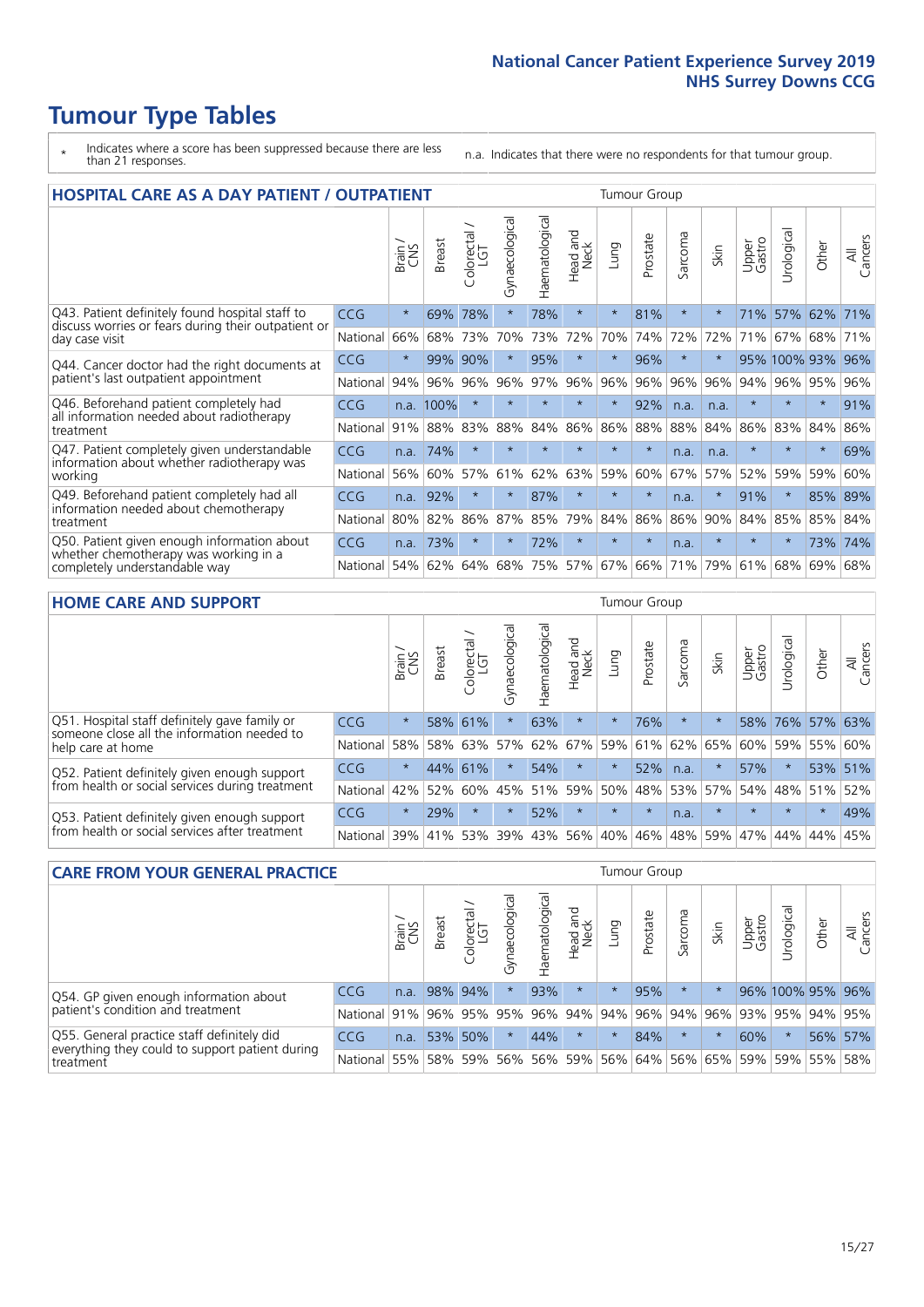# Tumour Type Tables

\* Indicates where a score has been suppressed because there are less than 21 responses.

n.a. Indicates that there were no respondents for that tumour group.

## HOSPITAL CARE AS A DAY PATIENT / OUTPATIENT

| | | Brain / CNS | Breast | Colorectal / LGT | Gynaecological | Haematological | Head and Neck | Lung | Prostate | Sarcoma | Skin | Upper Gastro | Urological | Other | All Cancers |
|---|---|---|---|---|---|---|---|---|---|---|---|---|---|---|---|
| Q43. Patient definitely found hospital staff to discuss worries or fears during their outpatient or day case visit | CCG | * | 69% | 78% | * | 78% | * | * | 81% | * | * | 71% | 57% | 62% | 71% |
| | National | 66% | 68% | 73% | 70% | 73% | 72% | 70% | 74% | 72% | 72% | 71% | 67% | 68% | 71% |
| Q44. Cancer doctor had the right documents at patient's last outpatient appointment | CCG | * | 99% | 90% | * | 95% | * | * | 96% | * | * | 95% | 100% | 93% | 96% |
| | National | 94% | 96% | 96% | 96% | 97% | 96% | 96% | 96% | 96% | 96% | 94% | 96% | 95% | 96% |
| Q46. Beforehand patient completely had all information needed about radiotherapy treatment | CCG | n.a. | 100% | * | * | * | * | * | 92% | n.a. | n.a. | * | * | * | 91% |
| | National | 91% | 88% | 83% | 88% | 84% | 86% | 86% | 88% | 88% | 84% | 86% | 83% | 84% | 86% |
| Q47. Patient completely given understandable information about whether radiotherapy was working | CCG | n.a. | 74% | * | * | * | * | * | * | n.a. | n.a. | * | * | * | 69% |
| | National | 56% | 60% | 57% | 61% | 62% | 63% | 59% | 60% | 67% | 57% | 52% | 59% | 59% | 60% |
| Q49. Beforehand patient completely had all information needed about chemotherapy treatment | CCG | n.a. | 92% | * | * | 87% | * | * | * | n.a. | * | 91% | * | 85% | 89% |
| | National | 80% | 82% | 86% | 87% | 85% | 79% | 84% | 86% | 86% | 90% | 84% | 85% | 85% | 84% |
| Q50. Patient given enough information about whether chemotherapy was working in a completely understandable way | CCG | n.a. | 73% | * | * | 72% | * | * | * | n.a. | * | * | * | 73% | 74% |
| | National | 54% | 62% | 64% | 68% | 75% | 57% | 67% | 66% | 71% | 79% | 61% | 68% | 69% | 68% |

## HOME CARE AND SUPPORT

| | | Brain / CNS | Breast | Colorectal / LGT | Gynaecological | Haematological | Head and Neck | Lung | Prostate | Sarcoma | Skin | Upper Gastro | Urological | Other | All Cancers |
|---|---|---|---|---|---|---|---|---|---|---|---|---|---|---|---|
| Q51. Hospital staff definitely gave family or someone close all the information needed to help care at home | CCG | * | 58% | 61% | * | 63% | * | * | 76% | * | * | 58% | 76% | 57% | 63% |
| | National | 58% | 58% | 63% | 57% | 62% | 67% | 59% | 61% | 62% | 65% | 60% | 59% | 55% | 60% |
| Q52. Patient definitely given enough support from health or social services during treatment | CCG | * | 44% | 61% | * | 54% | * | * | 52% | n.a. | * | 57% | * | 53% | 51% |
| | National | 42% | 52% | 60% | 45% | 51% | 59% | 50% | 48% | 53% | 57% | 54% | 48% | 51% | 52% |
| Q53. Patient definitely given enough support from health or social services after treatment | CCG | * | 29% | * | * | 52% | * | * | * | n.a. | * | * | * | * | 49% |
| | National | 39% | 41% | 53% | 39% | 43% | 56% | 40% | 46% | 48% | 59% | 47% | 44% | 44% | 45% |

## CARE FROM YOUR GENERAL PRACTICE

| | | Brain / CNS | Breast | Colorectal / LGT | Gynaecological | Haematological | Head and Neck | Lung | Prostate | Sarcoma | Skin | Upper Gastro | Urological | Other | All Cancers |
|---|---|---|---|---|---|---|---|---|---|---|---|---|---|---|---|
| Q54. GP given enough information about patient's condition and treatment | CCG | n.a. | 98% | 94% | * | 93% | * | * | 95% | * | * | 96% | 100% | 95% | 96% |
| | National | 91% | 96% | 95% | 95% | 96% | 94% | 94% | 96% | 94% | 96% | 93% | 95% | 94% | 95% |
| Q55. General practice staff definitely did everything they could to support patient during treatment | CCG | n.a. | 53% | 50% | * | 44% | * | * | 84% | * | * | 60% | * | 56% | 57% |
| | National | 55% | 58% | 59% | 56% | 56% | 59% | 56% | 64% | 56% | 65% | 59% | 59% | 55% | 58% |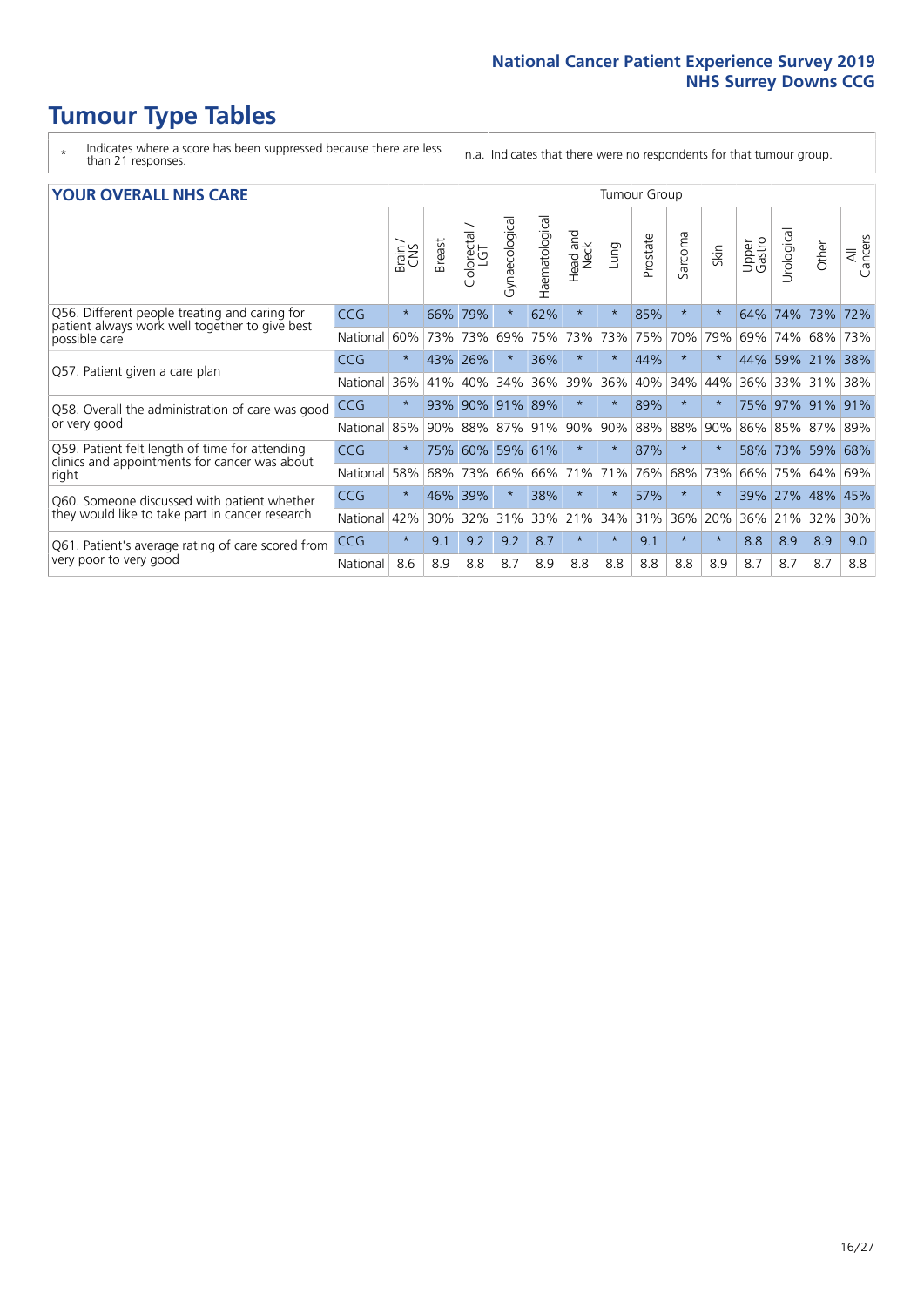# Tumour Type Tables

\* Indicates where a score has been suppressed because there are less than 21 responses.

n.a. Indicates that there were no respondents for that tumour group.

## YOUR OVERALL NHS CARE

| | | Brain / CNS | Breast | Colorectal / LGT | Gynaecological | Haematological | Head and Neck | Lung | Prostate | Sarcoma | Skin | Upper Gastro | Urological | Other | All Cancers |
|---|---|---|---|---|---|---|---|---|---|---|---|---|---|---|---|
| Q56. Different people treating and caring for patient always work well together to give best possible care | CCG | * | 66% | 79% | * | 62% | * | * | 85% | * | * | 64% | 74% | 73% | 72% |
| | National | 60% | 73% | 73% | 69% | 75% | 73% | 73% | 75% | 70% | 79% | 69% | 74% | 68% | 73% |
| Q57. Patient given a care plan | CCG | * | 43% | 26% | * | 36% | * | * | 44% | * | * | 44% | 59% | 21% | 38% |
| | National | 36% | 41% | 40% | 34% | 36% | 39% | 36% | 40% | 34% | 44% | 36% | 33% | 31% | 38% |
| Q58. Overall the administration of care was good or very good | CCG | * | 93% | 90% | 91% | 89% | * | * | 89% | * | * | 75% | 97% | 91% | 91% |
| | National | 85% | 90% | 88% | 87% | 91% | 90% | 90% | 88% | 88% | 90% | 86% | 85% | 87% | 89% |
| Q59. Patient felt length of time for attending clinics and appointments for cancer was about right | CCG | * | 75% | 60% | 59% | 61% | * | * | 87% | * | * | 58% | 73% | 59% | 68% |
| | National | 58% | 68% | 73% | 66% | 66% | 71% | 71% | 76% | 68% | 73% | 66% | 75% | 64% | 69% |
| Q60. Someone discussed with patient whether they would like to take part in cancer research | CCG | * | 46% | 39% | * | 38% | * | * | 57% | * | * | 39% | 27% | 48% | 45% |
| | National | 42% | 30% | 32% | 31% | 33% | 21% | 34% | 31% | 36% | 20% | 36% | 21% | 32% | 30% |
| Q61. Patient's average rating of care scored from very poor to very good | CCG | * | 9.1 | 9.2 | 9.2 | 8.7 | * | * | 9.1 | * | * | 8.8 | 8.9 | 8.9 | 9.0 |
| | National | 8.6 | 8.9 | 8.8 | 8.7 | 8.9 | 8.8 | 8.8 | 8.8 | 8.8 | 8.9 | 8.7 | 8.7 | 8.7 | 8.8 |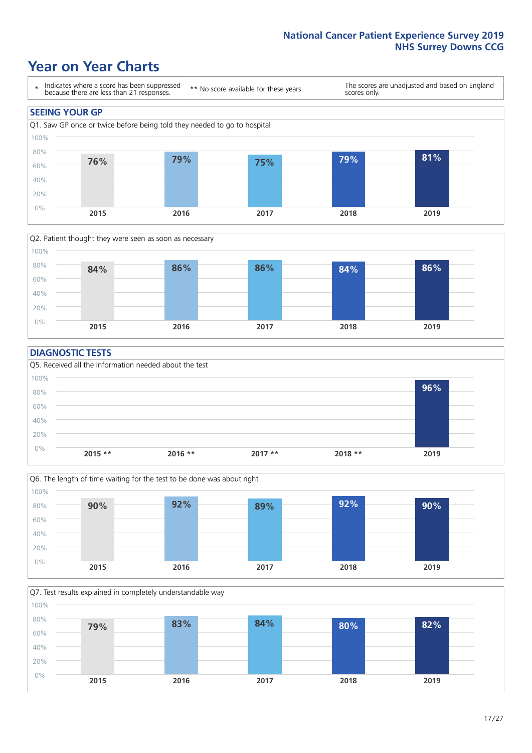# Year on Year Charts

| * Indicates where a score has been suppressed because there are less than 21 responses. | ** No score available for these years. | The scores are unadjusted and based on England scores only. |
|---|---|---|

## SEEING YOUR GP

Q1. Saw GP once or twice before being told they needed to go to hospital

| 2015 | 2016 | 2017 | 2018 | 2019 |
|---|---|---|---|---|
| 76% | 79% | 75% | 79% | 81% |

Q2. Patient thought they were seen as soon as necessary

| 2015 | 2016 | 2017 | 2018 | 2019 |
|---|---|---|---|---|
| 84% | 86% | 86% | 84% | 86% |

## DIAGNOSTIC TESTS

Q5. Received all the information needed about the test

| 2015 ** | 2016 ** | 2017 ** | 2018 ** | 2019 |
|---|---|---|---|---|
| | | | | 96% |

Q6. The length of time waiting for the test to be done was about right

| 2015 | 2016 | 2017 | 2018 | 2019 |
|---|---|---|---|---|
| 90% | 92% | 89% | 92% | 90% |

Q7. Test results explained in completely understandable way

| 2015 | 2016 | 2017 | 2018 | 2019 |
|---|---|---|---|---|
| 79% | 83% | 84% | 80% | 82% |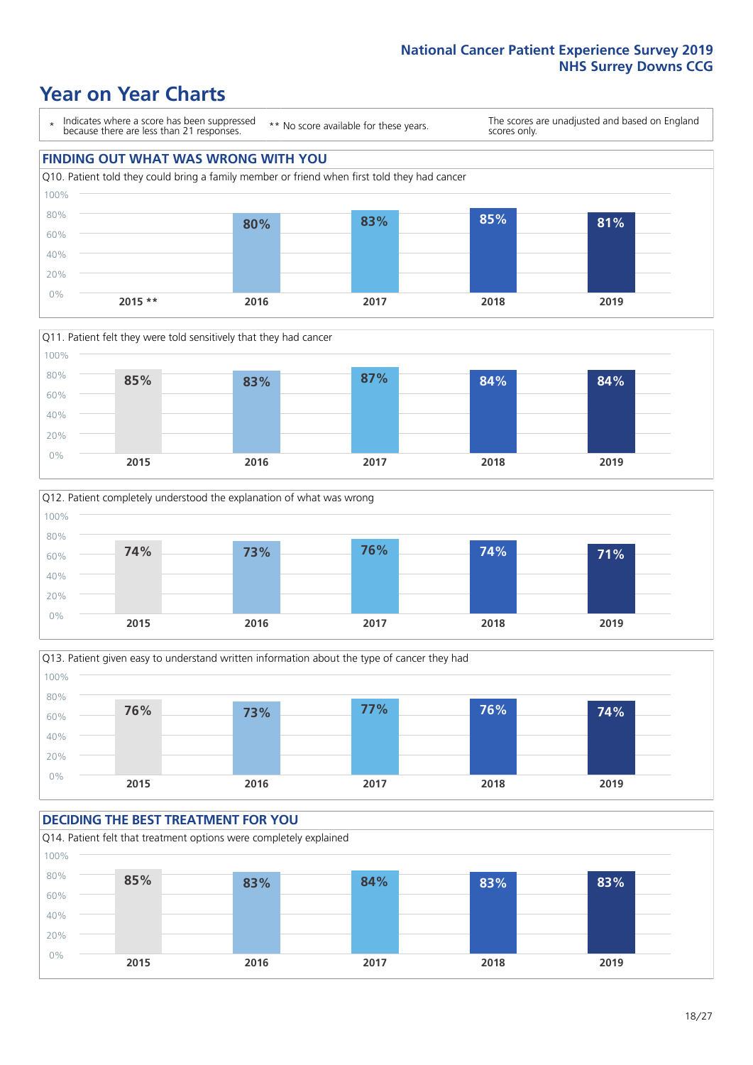# Year on Year Charts

\* Indicates where a score has been suppressed because there are less than 21 responses.

\*\* No score available for these years.

The scores are unadjusted and based on England scores only.

## FINDING OUT WHAT WAS WRONG WITH YOU

Q10. Patient told they could bring a family member or friend when first told they had cancer

| 2015 ** | 2016 | 2017 | 2018 | 2019 |
|---|---|---|---|---|
| | 80% | 83% | 85% | 81% |

Q11. Patient felt they were told sensitively that they had cancer

| 2015 | 2016 | 2017 | 2018 | 2019 |
|---|---|---|---|---|
| 85% | 83% | 87% | 84% | 84% |

Q12. Patient completely understood the explanation of what was wrong

| 2015 | 2016 | 2017 | 2018 | 2019 |
|---|---|---|---|---|
| 74% | 73% | 76% | 74% | 71% |

Q13. Patient given easy to understand written information about the type of cancer they had

| 2015 | 2016 | 2017 | 2018 | 2019 |
|---|---|---|---|---|
| 76% | 73% | 77% | 76% | 74% |

## DECIDING THE BEST TREATMENT FOR YOU

Q14. Patient felt that treatment options were completely explained

| 2015 | 2016 | 2017 | 2018 | 2019 |
|---|---|---|---|---|
| 85% | 83% | 84% | 83% | 83% |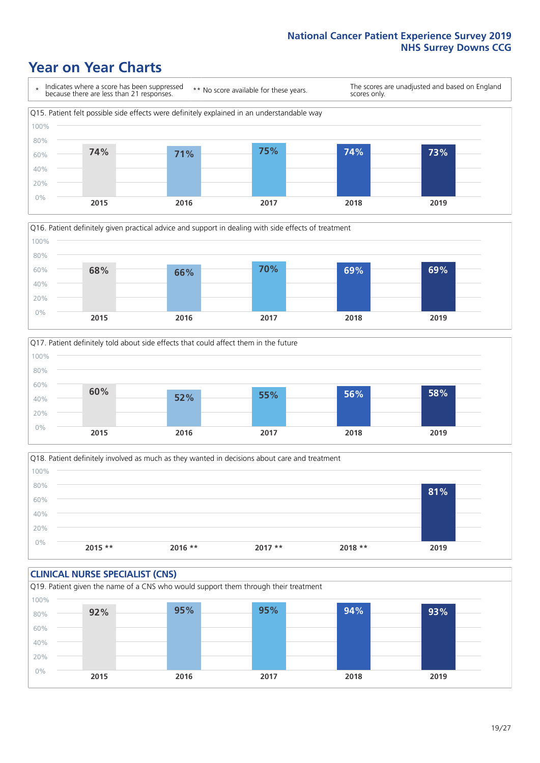National Cancer Patient Experience Survey 2019
NHS Surrey Downs CCG

# Year on Year Charts

\* Indicates where a score has been suppressed because there are less than 21 responses.

\*\* No score available for these years.

The scores are unadjusted and based on England scores only.

Q15. Patient felt possible side effects were definitely explained in an understandable way

| 2015 | 2016 | 2017 | 2018 | 2019 |
|---|---|---|---|---|
| 74% | 71% | 75% | 74% | 73% |

Q16. Patient definitely given practical advice and support in dealing with side effects of treatment

| 2015 | 2016 | 2017 | 2018 | 2019 |
|---|---|---|---|---|
| 68% | 66% | 70% | 69% | 69% |

Q17. Patient definitely told about side effects that could affect them in the future

| 2015 | 2016 | 2017 | 2018 | 2019 |
|---|---|---|---|---|
| 60% | 52% | 55% | 56% | 58% |

Q18. Patient definitely involved as much as they wanted in decisions about care and treatment

| 2015 ** | 2016 ** | 2017 ** | 2018 ** | 2019 |
|---|---|---|---|---|
| | | | | 81% |

## CLINICAL NURSE SPECIALIST (CNS)

Q19. Patient given the name of a CNS who would support them through their treatment

| 2015 | 2016 | 2017 | 2018 | 2019 |
|---|---|---|---|---|
| 92% | 95% | 95% | 94% | 93% |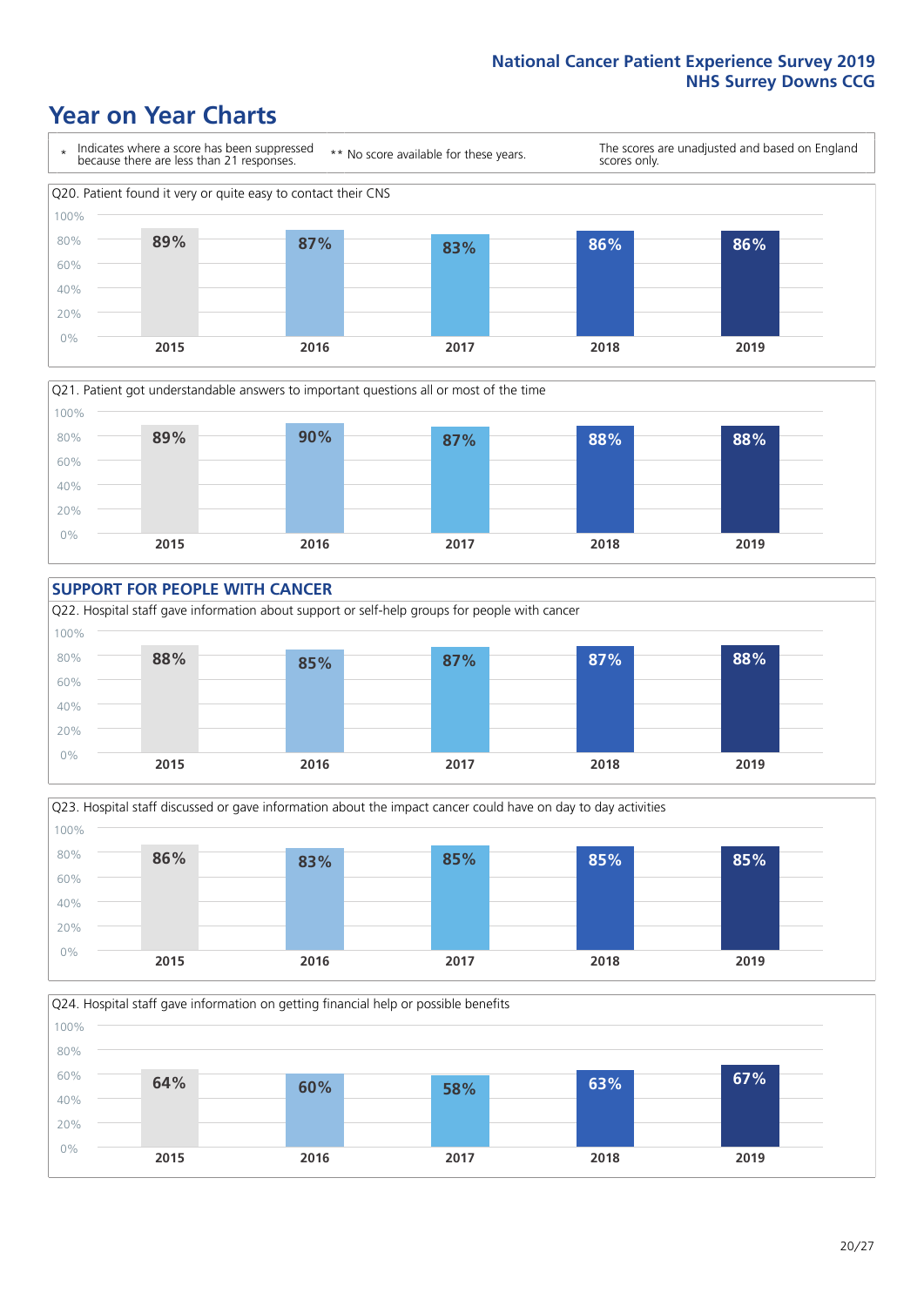# Year on Year Charts

\* Indicates where a score has been suppressed because there are less than 21 responses.

\*\* No score available for these years.

The scores are unadjusted and based on England scores only.

Q20. Patient found it very or quite easy to contact their CNS

| 2015 | 2016 | 2017 | 2018 | 2019 |
|---|---|---|---|---|
| 89% | 87% | 83% | 86% | 86% |

Q21. Patient got understandable answers to important questions all or most of the time

| 2015 | 2016 | 2017 | 2018 | 2019 |
|---|---|---|---|---|
| 89% | 90% | 87% | 88% | 88% |

## SUPPORT FOR PEOPLE WITH CANCER

Q22. Hospital staff gave information about support or self-help groups for people with cancer

| 2015 | 2016 | 2017 | 2018 | 2019 |
|---|---|---|---|---|
| 88% | 85% | 87% | 87% | 88% |

Q23. Hospital staff discussed or gave information about the impact cancer could have on day to day activities

| 2015 | 2016 | 2017 | 2018 | 2019 |
|---|---|---|---|---|
| 86% | 83% | 85% | 85% | 85% |

Q24. Hospital staff gave information on getting financial help or possible benefits

| 2015 | 2016 | 2017 | 2018 | 2019 |
|---|---|---|---|---|
| 64% | 60% | 58% | 63% | 67% |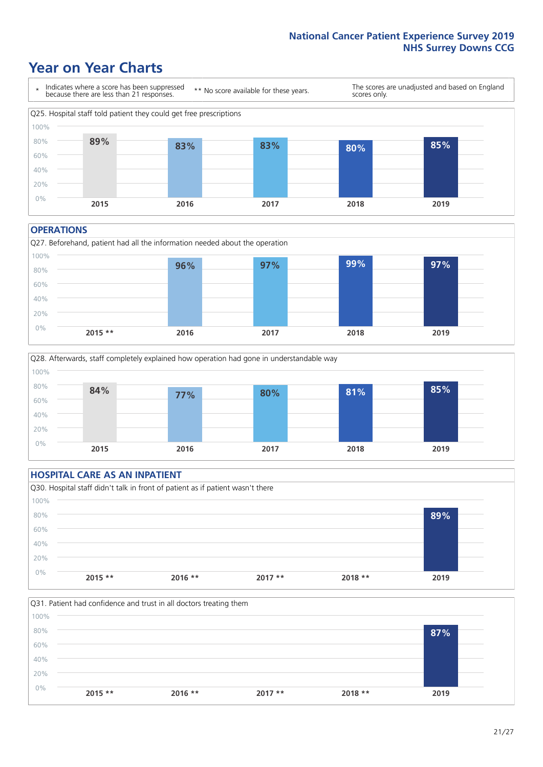# Year on Year Charts

\* Indicates where a score has been suppressed because there are less than 21 responses.

** No score available for these years.

The scores are unadjusted and based on England scores only.

Q25. Hospital staff told patient they could get free prescriptions

| 2015 | 2016 | 2017 | 2018 | 2019 |
|---|---|---|---|---|
| 89% | 83% | 83% | 80% | 85% |

## OPERATIONS

Q27. Beforehand, patient had all the information needed about the operation

| 2015 ** | 2016 | 2017 | 2018 | 2019 |
|---|---|---|---|---|
| | 96% | 97% | 99% | 97% |

Q28. Afterwards, staff completely explained how operation had gone in understandable way

| 2015 | 2016 | 2017 | 2018 | 2019 |
|---|---|---|---|---|
| 84% | 77% | 80% | 81% | 85% |

## HOSPITAL CARE AS AN INPATIENT

Q30. Hospital staff didn't talk in front of patient as if patient wasn't there

| 2015 ** | 2016 ** | 2017 ** | 2018 ** | 2019 |
|---|---|---|---|---|
| | | | | 89% |

Q31. Patient had confidence and trust in all doctors treating them

| 2015 ** | 2016 ** | 2017 ** | 2018 ** | 2019 |
|---|---|---|---|---|
| | | | | 87% |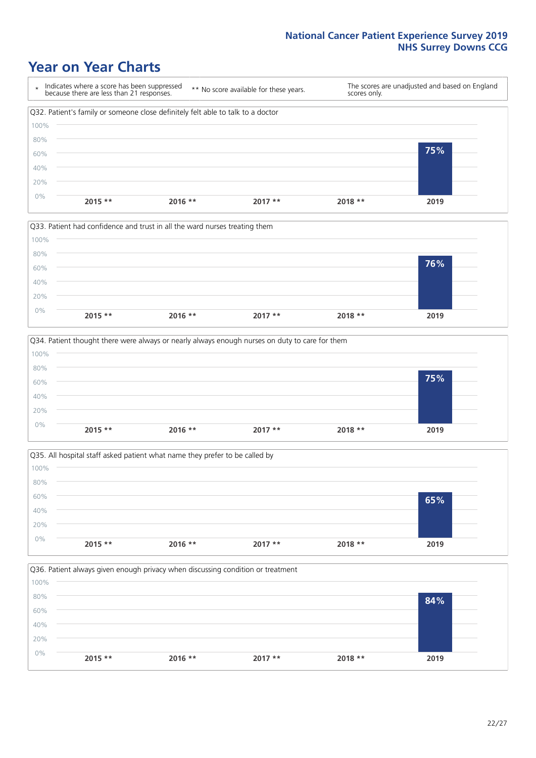# Year on Year Charts

| * Indicates where a score has been suppressed because there are less than 21 responses. | ** No score available for these years. | The scores are unadjusted and based on England scores only. |
|---|---|---|

Q32. Patient's family or someone close definitely felt able to talk to a doctor

| 2015 ** | 2016 ** | 2017 ** | 2018 ** | 2019 |
|---|---|---|---|---|
| | | | | 75% |

Q33. Patient had confidence and trust in all the ward nurses treating them

| 2015 ** | 2016 ** | 2017 ** | 2018 ** | 2019 |
|---|---|---|---|---|
| | | | | 76% |

Q34. Patient thought there were always or nearly always enough nurses on duty to care for them

| 2015 ** | 2016 ** | 2017 ** | 2018 ** | 2019 |
|---|---|---|---|---|
| | | | | 75% |

Q35. All hospital staff asked patient what name they prefer to be called by

| 2015 ** | 2016 ** | 2017 ** | 2018 ** | 2019 |
|---|---|---|---|---|
| | | | | 65% |

Q36. Patient always given enough privacy when discussing condition or treatment

| 2015 ** | 2016 ** | 2017 ** | 2018 ** | 2019 |
|---|---|---|---|---|
| | | | | 84% |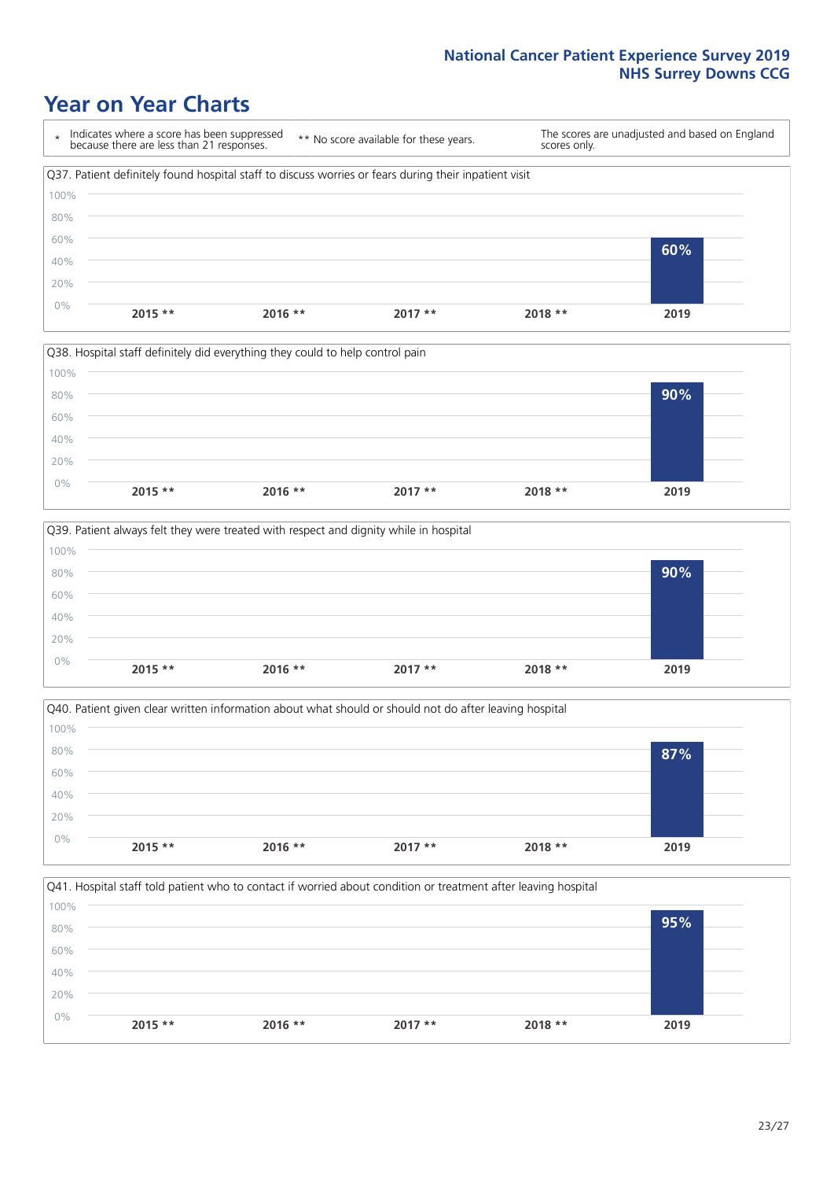# Year on Year Charts

\* Indicates where a score has been suppressed because there are less than 21 responses.

** No score available for these years.

The scores are unadjusted and based on England scores only.

Q37. Patient definitely found hospital staff to discuss worries or fears during their inpatient visit

| 2015 ** | 2016 ** | 2017 ** | 2018 ** | 2019 |
|---|---|---|---|---|
| | | | | 60% |

Q38. Hospital staff definitely did everything they could to help control pain

| 2015 ** | 2016 ** | 2017 ** | 2018 ** | 2019 |
|---|---|---|---|---|
| | | | | 90% |

Q39. Patient always felt they were treated with respect and dignity while in hospital

| 2015 ** | 2016 ** | 2017 ** | 2018 ** | 2019 |
|---|---|---|---|---|
| | | | | 90% |

Q40. Patient given clear written information about what should or should not do after leaving hospital

| 2015 ** | 2016 ** | 2017 ** | 2018 ** | 2019 |
|---|---|---|---|---|
| | | | | 87% |

Q41. Hospital staff told patient who to contact if worried about condition or treatment after leaving hospital

| 2015 ** | 2016 ** | 2017 ** | 2018 ** | 2019 |
|---|---|---|---|---|
| | | | | 95% |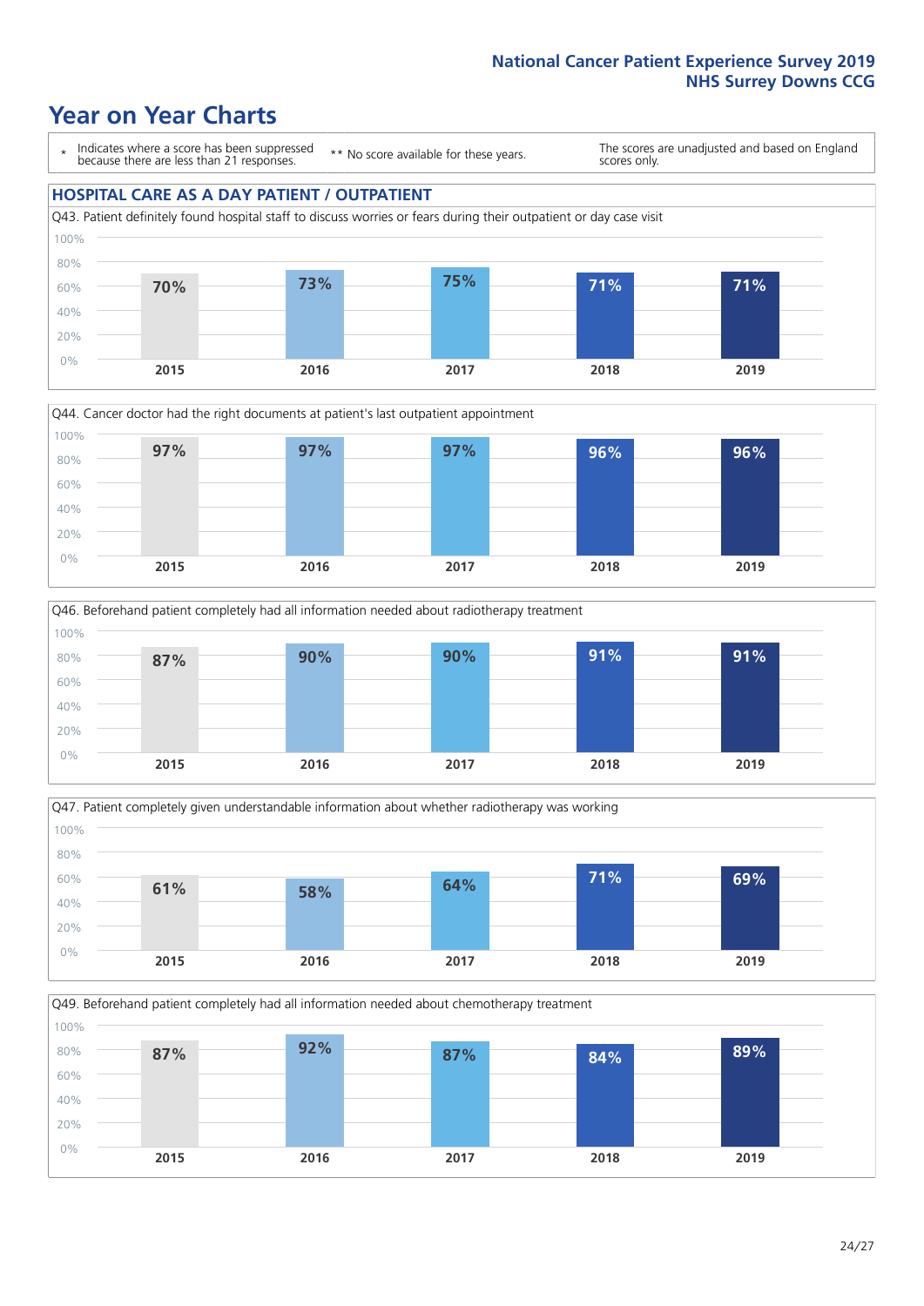# Year on Year Charts

\* Indicates where a score has been suppressed because there are less than 21 responses.

\*\* No score available for these years.

The scores are unadjusted and based on England scores only.

## HOSPITAL CARE AS A DAY PATIENT / OUTPATIENT

Q43. Patient definitely found hospital staff to discuss worries or fears during their outpatient or day case visit

| 2015 | 2016 | 2017 | 2018 | 2019 |
|---|---|---|---|---|
| 70% | 73% | 75% | 71% | 71% |

Q44. Cancer doctor had the right documents at patient's last outpatient appointment

| 2015 | 2016 | 2017 | 2018 | 2019 |
|---|---|---|---|---|
| 97% | 97% | 97% | 96% | 96% |

Q46. Beforehand patient completely had all information needed about radiotherapy treatment

| 2015 | 2016 | 2017 | 2018 | 2019 |
|---|---|---|---|---|
| 87% | 90% | 90% | 91% | 91% |

Q47. Patient completely given understandable information about whether radiotherapy was working

| 2015 | 2016 | 2017 | 2018 | 2019 |
|---|---|---|---|---|
| 61% | 58% | 64% | 71% | 69% |

Q49. Beforehand patient completely had all information needed about chemotherapy treatment

| 2015 | 2016 | 2017 | 2018 | 2019 |
|---|---|---|---|---|
| 87% | 92% | 87% | 84% | 89% |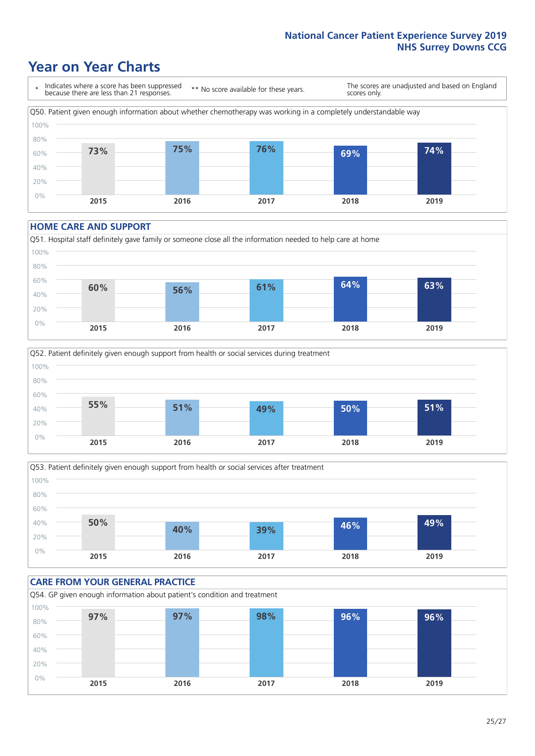# Year on Year Charts

\* Indicates where a score has been suppressed because there are less than 21 responses.

\*\* No score available for these years.

The scores are unadjusted and based on England scores only.

Q50. Patient given enough information about whether chemotherapy was working in a completely understandable way

| 2015 | 2016 | 2017 | 2018 | 2019 |
|---|---|---|---|---|
| 73% | 75% | 76% | 69% | 74% |

## HOME CARE AND SUPPORT

Q51. Hospital staff definitely gave family or someone close all the information needed to help care at home

| 2015 | 2016 | 2017 | 2018 | 2019 |
|---|---|---|---|---|
| 60% | 56% | 61% | 64% | 63% |

Q52. Patient definitely given enough support from health or social services during treatment

| 2015 | 2016 | 2017 | 2018 | 2019 |
|---|---|---|---|---|
| 55% | 51% | 49% | 50% | 51% |

Q53. Patient definitely given enough support from health or social services after treatment

| 2015 | 2016 | 2017 | 2018 | 2019 |
|---|---|---|---|---|
| 50% | 40% | 39% | 46% | 49% |

## CARE FROM YOUR GENERAL PRACTICE

Q54. GP given enough information about patient's condition and treatment

| 2015 | 2016 | 2017 | 2018 | 2019 |
|---|---|---|---|---|
| 97% | 97% | 98% | 96% | 96% |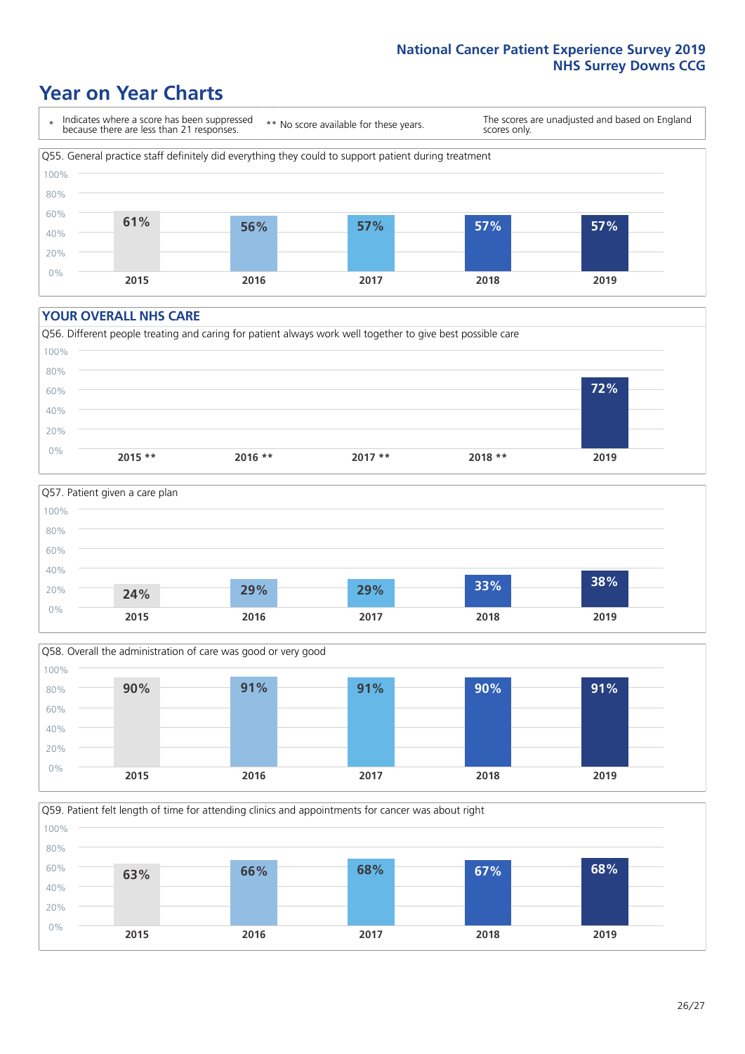# Year on Year Charts

\* Indicates where a score has been suppressed because there are less than 21 responses.

\*\* No score available for these years.

The scores are unadjusted and based on England scores only.

Q55. General practice staff definitely did everything they could to support patient during treatment

| 2015 | 2016 | 2017 | 2018 | 2019 |
|---|---|---|---|---|
| 61% | 56% | 57% | 57% | 57% |

## YOUR OVERALL NHS CARE

Q56. Different people treating and caring for patient always work well together to give best possible care

| 2015 ** | 2016 ** | 2017 ** | 2018 ** | 2019 |
|---|---|---|---|---|
| | | | | 72% |

Q57. Patient given a care plan

| 2015 | 2016 | 2017 | 2018 | 2019 |
|---|---|---|---|---|
| 24% | 29% | 29% | 33% | 38% |

Q58. Overall the administration of care was good or very good

| 2015 | 2016 | 2017 | 2018 | 2019 |
|---|---|---|---|---|
| 90% | 91% | 91% | 90% | 91% |

Q59. Patient felt length of time for attending clinics and appointments for cancer was about right

| 2015 | 2016 | 2017 | 2018 | 2019 |
|---|---|---|---|---|
| 63% | 66% | 68% | 67% | 68% |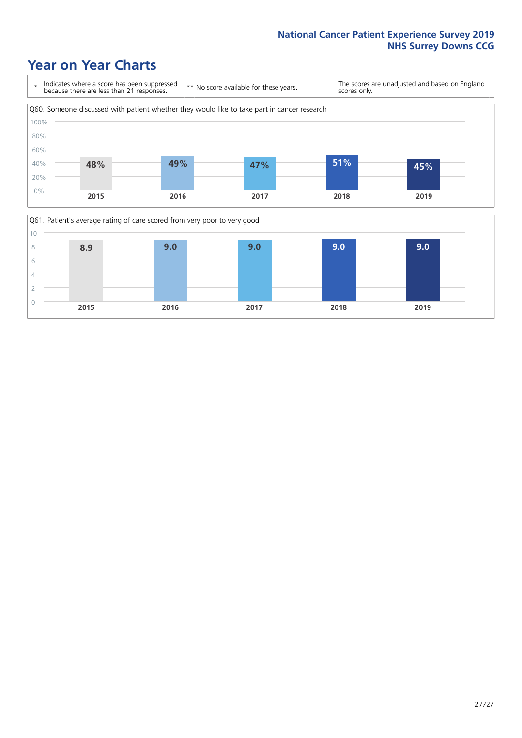# Year on Year Charts

\* Indicates where a score has been suppressed because there are less than 21 responses.

** No score available for these years.

The scores are unadjusted and based on England scores only.

Q60. Someone discussed with patient whether they would like to take part in cancer research

100%
80%
60%
40%
20%
0%

48% 2015
49% 2016
47% 2017
51% 2018
45% 2019

Q61. Patient's average rating of care scored from very poor to very good

10
8
6
4
2
0

8.9 2015
9.0 2016
9.0 2017
9.0 2018
9.0 2019